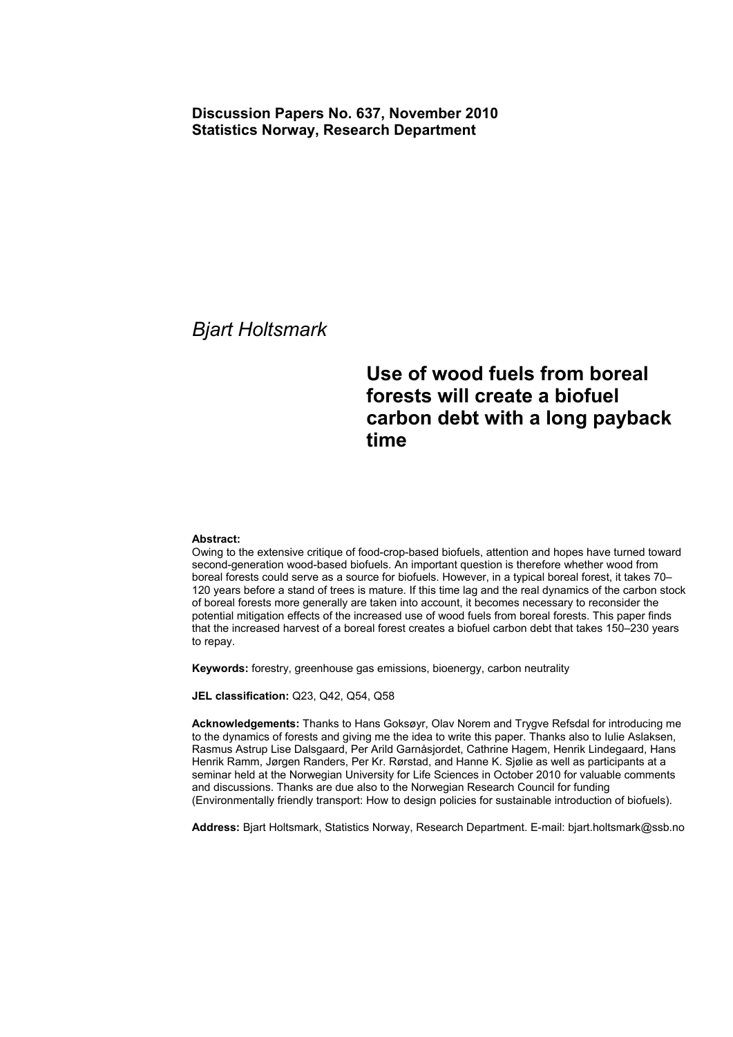**Discussion Papers No. 637, November 2010**
**Statistics Norway, Research Department**

*Bjart Holtsmark*

# Use of wood fuels from boreal forests will create a biofuel carbon debt with a long payback time

**Abstract:**
Owing to the extensive critique of food-crop-based biofuels, attention and hopes have turned toward second-generation wood-based biofuels. An important question is therefore whether wood from boreal forests could serve as a source for biofuels. However, in a typical boreal forest, it takes 70–120 years before a stand of trees is mature. If this time lag and the real dynamics of the carbon stock of boreal forests more generally are taken into account, it becomes necessary to reconsider the potential mitigation effects of the increased use of wood fuels from boreal forests. This paper finds that the increased harvest of a boreal forest creates a biofuel carbon debt that takes 150–230 years to repay.

**Keywords:** forestry, greenhouse gas emissions, bioenergy, carbon neutrality

**JEL classification:** Q23, Q42, Q54, Q58

**Acknowledgements:** Thanks to Hans Goksøyr, Olav Norem and Trygve Refsdal for introducing me to the dynamics of forests and giving me the idea to write this paper. Thanks also to Iulie Aslaksen, Rasmus Astrup Lise Dalsgaard, Per Arild Garnåsjordet, Cathrine Hagem, Henrik Lindegaard, Hans Henrik Ramm, Jørgen Randers, Per Kr. Rørstad, and Hanne K. Sjølie as well as participants at a seminar held at the Norwegian University for Life Sciences in October 2010 for valuable comments and discussions. Thanks are due also to the Norwegian Research Council for funding (Environmentally friendly transport: How to design policies for sustainable introduction of biofuels).

**Address:** Bjart Holtsmark, Statistics Norway, Research Department. E-mail: bjart.holtsmark@ssb.no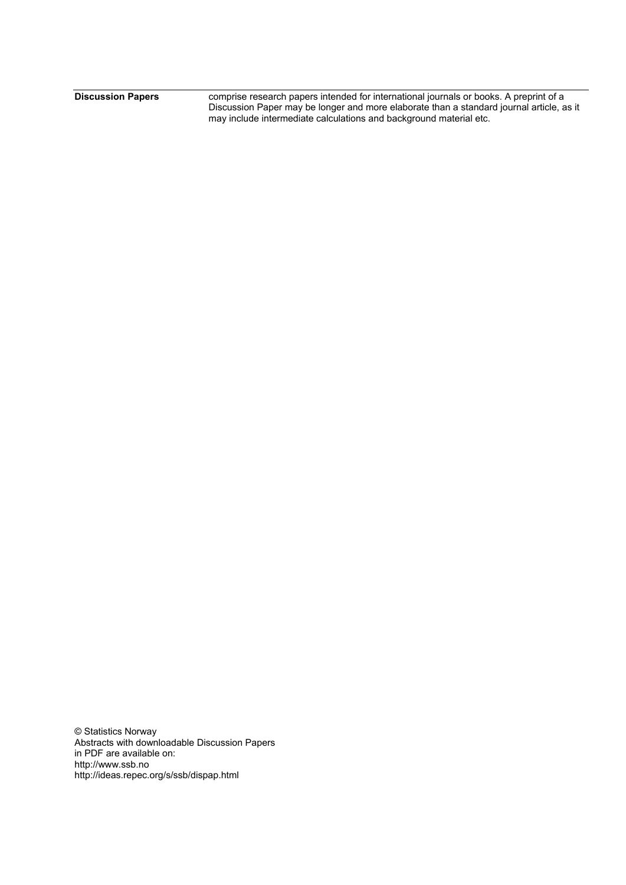**Discussion Papers** comprise research papers intended for international journals or books. A preprint of a Discussion Paper may be longer and more elaborate than a standard journal article, as it may include intermediate calculations and background material etc.

© Statistics Norway
Abstracts with downloadable Discussion Papers
in PDF are available on:
http://www.ssb.no
http://ideas.repec.org/s/ssb/dispap.html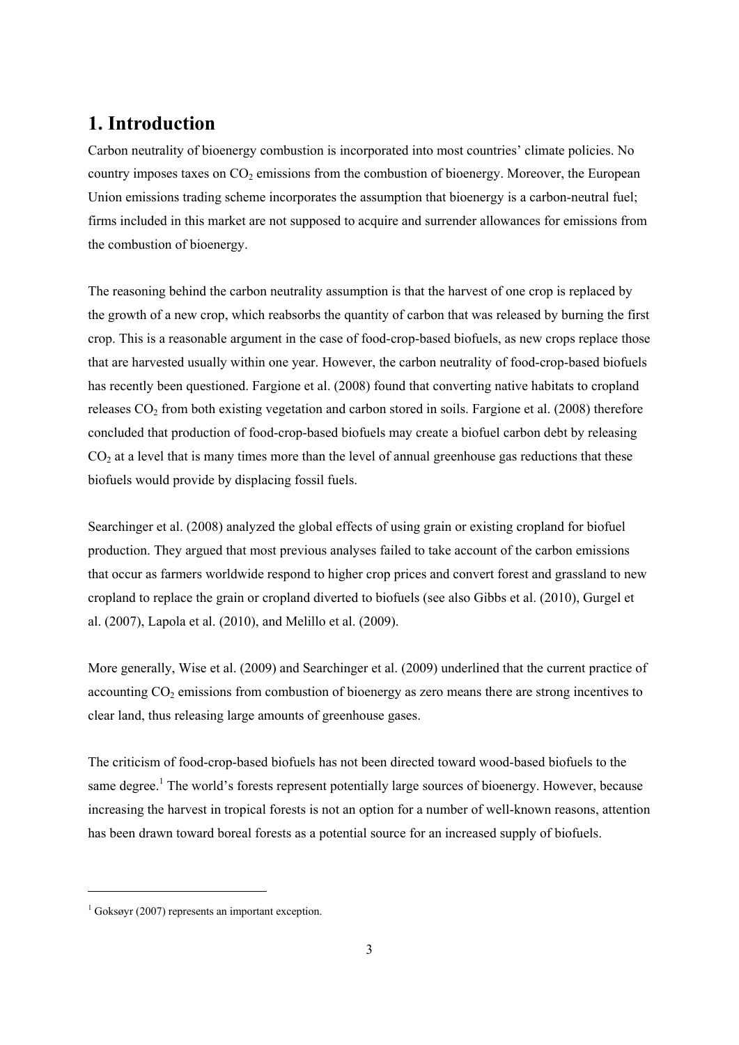# 1. Introduction

Carbon neutrality of bioenergy combustion is incorporated into most countries' climate policies. No country imposes taxes on $CO_2$ emissions from the combustion of bioenergy. Moreover, the European Union emissions trading scheme incorporates the assumption that bioenergy is a carbon-neutral fuel; firms included in this market are not supposed to acquire and surrender allowances for emissions from the combustion of bioenergy.

The reasoning behind the carbon neutrality assumption is that the harvest of one crop is replaced by the growth of a new crop, which reabsorbs the quantity of carbon that was released by burning the first crop. This is a reasonable argument in the case of food-crop-based biofuels, as new crops replace those that are harvested usually within one year. However, the carbon neutrality of food-crop-based biofuels has recently been questioned. Fargione et al. (2008) found that converting native habitats to cropland releases $CO_2$ from both existing vegetation and carbon stored in soils. Fargione et al. (2008) therefore concluded that production of food-crop-based biofuels may create a biofuel carbon debt by releasing $CO_2$ at a level that is many times more than the level of annual greenhouse gas reductions that these biofuels would provide by displacing fossil fuels.

Searchinger et al. (2008) analyzed the global effects of using grain or existing cropland for biofuel production. They argued that most previous analyses failed to take account of the carbon emissions that occur as farmers worldwide respond to higher crop prices and convert forest and grassland to new cropland to replace the grain or cropland diverted to biofuels (see also Gibbs et al. (2010), Gurgel et al. (2007), Lapola et al. (2010), and Melillo et al. (2009).

More generally, Wise et al. (2009) and Searchinger et al. (2009) underlined that the current practice of accounting $CO_2$ emissions from combustion of bioenergy as zero means there are strong incentives to clear land, thus releasing large amounts of greenhouse gases.

The criticism of food-crop-based biofuels has not been directed toward wood-based biofuels to the same degree.[1] The world's forests represent potentially large sources of bioenergy. However, because increasing the harvest in tropical forests is not an option for a number of well-known reasons, attention has been drawn toward boreal forests as a potential source for an increased supply of biofuels.

---

[1] Goksøyr (2007) represents an important exception.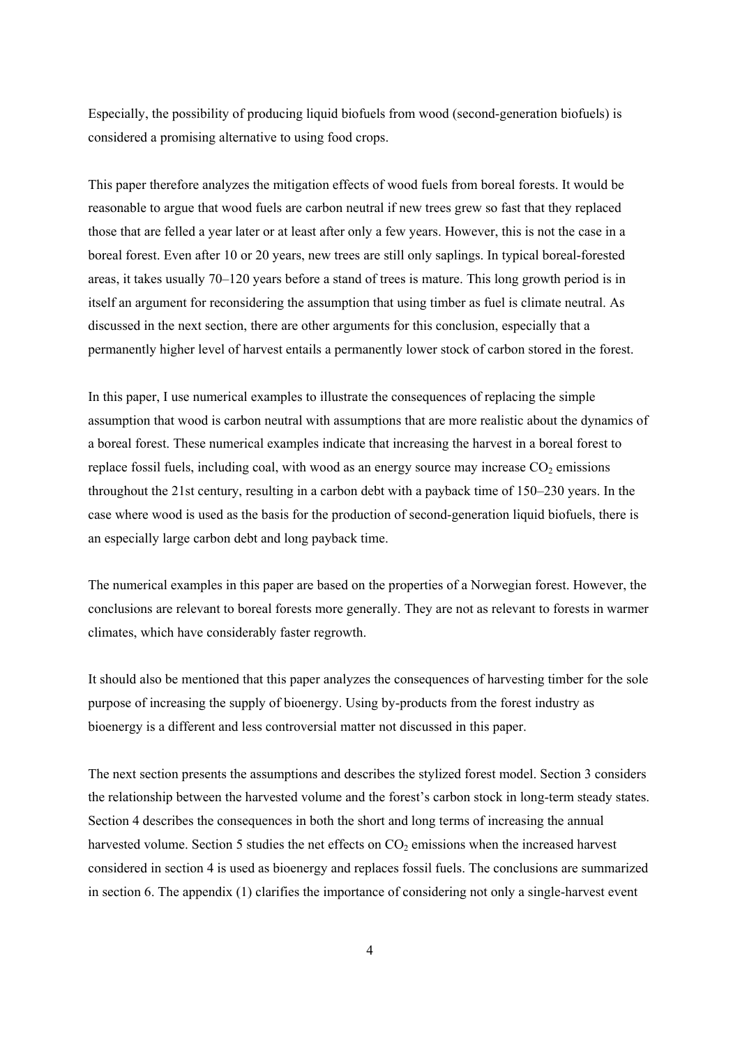Especially, the possibility of producing liquid biofuels from wood (second-generation biofuels) is considered a promising alternative to using food crops.

This paper therefore analyzes the mitigation effects of wood fuels from boreal forests. It would be reasonable to argue that wood fuels are carbon neutral if new trees grew so fast that they replaced those that are felled a year later or at least after only a few years. However, this is not the case in a boreal forest. Even after 10 or 20 years, new trees are still only saplings. In typical boreal-forested areas, it takes usually 70–120 years before a stand of trees is mature. This long growth period is in itself an argument for reconsidering the assumption that using timber as fuel is climate neutral. As discussed in the next section, there are other arguments for this conclusion, especially that a permanently higher level of harvest entails a permanently lower stock of carbon stored in the forest.

In this paper, I use numerical examples to illustrate the consequences of replacing the simple assumption that wood is carbon neutral with assumptions that are more realistic about the dynamics of a boreal forest. These numerical examples indicate that increasing the harvest in a boreal forest to replace fossil fuels, including coal, with wood as an energy source may increase $CO_2$ emissions throughout the 21st century, resulting in a carbon debt with a payback time of 150–230 years. In the case where wood is used as the basis for the production of second-generation liquid biofuels, there is an especially large carbon debt and long payback time.

The numerical examples in this paper are based on the properties of a Norwegian forest. However, the conclusions are relevant to boreal forests more generally. They are not as relevant to forests in warmer climates, which have considerably faster regrowth.

It should also be mentioned that this paper analyzes the consequences of harvesting timber for the sole purpose of increasing the supply of bioenergy. Using by-products from the forest industry as bioenergy is a different and less controversial matter not discussed in this paper.

The next section presents the assumptions and describes the stylized forest model. Section 3 considers the relationship between the harvested volume and the forest's carbon stock in long-term steady states. Section 4 describes the consequences in both the short and long terms of increasing the annual harvested volume. Section 5 studies the net effects on $CO_2$ emissions when the increased harvest considered in section 4 is used as bioenergy and replaces fossil fuels. The conclusions are summarized in section 6. The appendix (1) clarifies the importance of considering not only a single-harvest event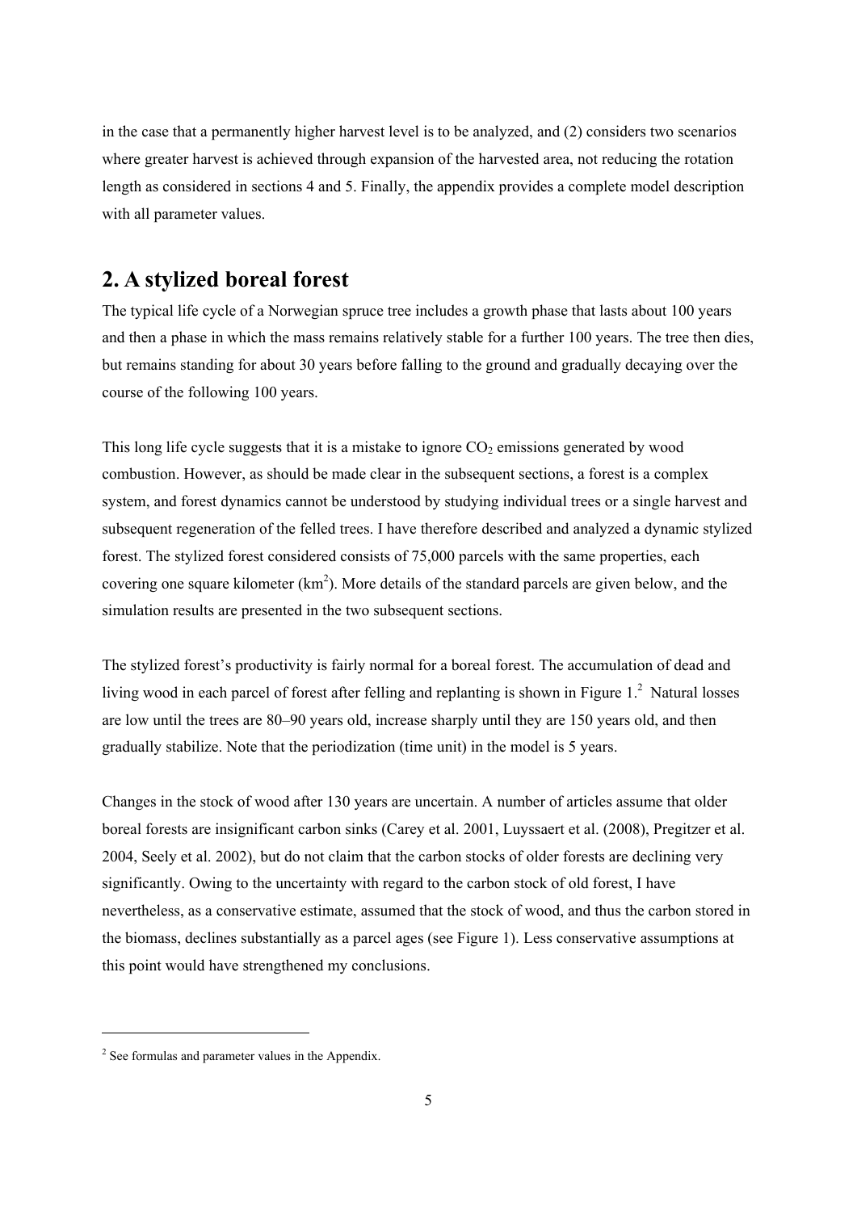in the case that a permanently higher harvest level is to be analyzed, and (2) considers two scenarios where greater harvest is achieved through expansion of the harvested area, not reducing the rotation length as considered in sections 4 and 5. Finally, the appendix provides a complete model description with all parameter values.

## 2. A stylized boreal forest

The typical life cycle of a Norwegian spruce tree includes a growth phase that lasts about 100 years and then a phase in which the mass remains relatively stable for a further 100 years. The tree then dies, but remains standing for about 30 years before falling to the ground and gradually decaying over the course of the following 100 years.

This long life cycle suggests that it is a mistake to ignore $CO_2$ emissions generated by wood combustion. However, as should be made clear in the subsequent sections, a forest is a complex system, and forest dynamics cannot be understood by studying individual trees or a single harvest and subsequent regeneration of the felled trees. I have therefore described and analyzed a dynamic stylized forest. The stylized forest considered consists of 75,000 parcels with the same properties, each covering one square kilometer ($km^2$). More details of the standard parcels are given below, and the simulation results are presented in the two subsequent sections.

The stylized forest's productivity is fairly normal for a boreal forest. The accumulation of dead and living wood in each parcel of forest after felling and replanting is shown in Figure 1.[2] Natural losses are low until the trees are 80–90 years old, increase sharply until they are 150 years old, and then gradually stabilize. Note that the periodization (time unit) in the model is 5 years.

Changes in the stock of wood after 130 years are uncertain. A number of articles assume that older boreal forests are insignificant carbon sinks (Carey et al. 2001, Luyssaert et al. (2008), Pregitzer et al. 2004, Seely et al. 2002), but do not claim that the carbon stocks of older forests are declining very significantly. Owing to the uncertainty with regard to the carbon stock of old forest, I have nevertheless, as a conservative estimate, assumed that the stock of wood, and thus the carbon stored in the biomass, declines substantially as a parcel ages (see Figure 1). Less conservative assumptions at this point would have strengthened my conclusions.

[2] See formulas and parameter values in the Appendix.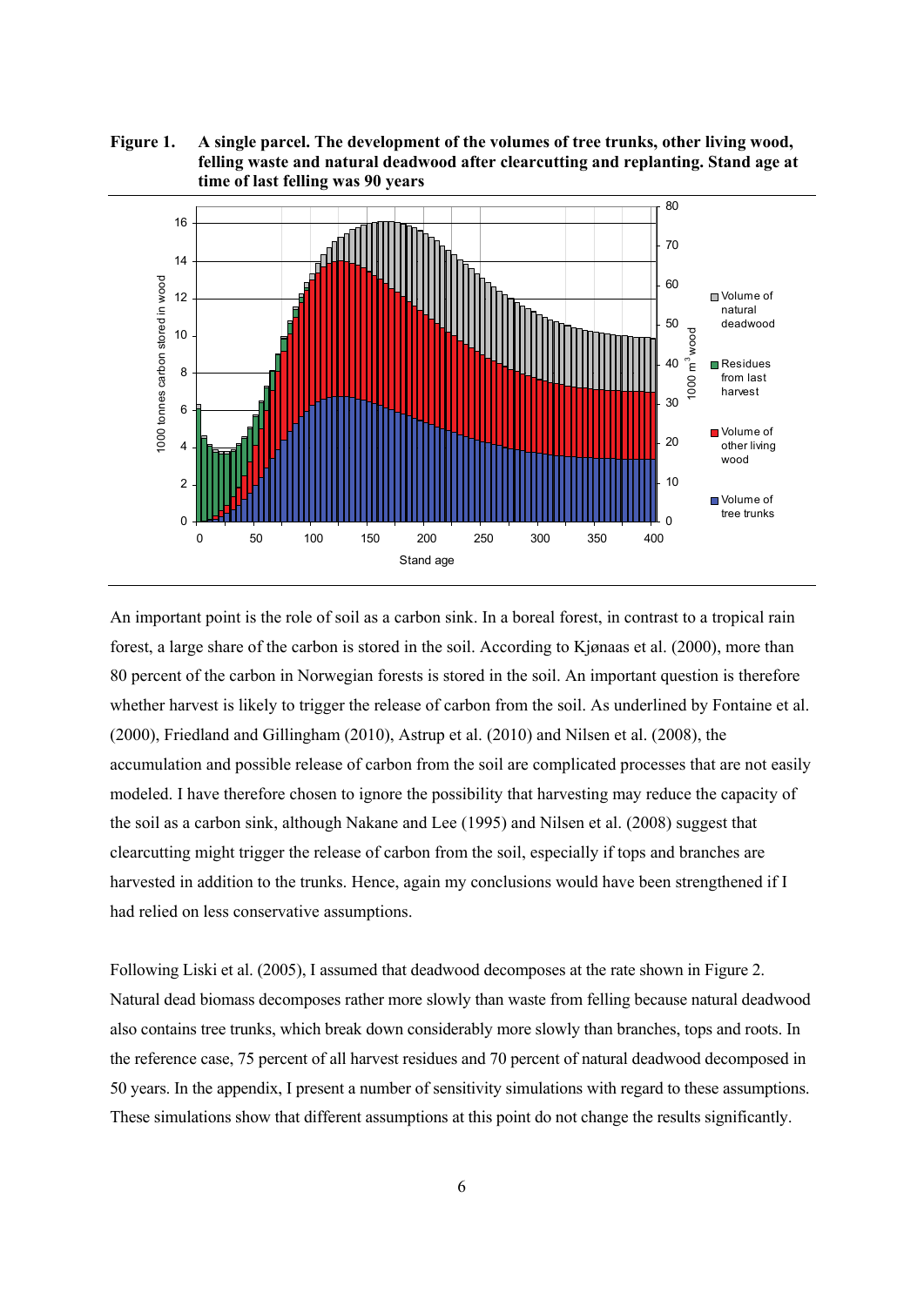**Figure 1. A single parcel. The development of the volumes of tree trunks, other living wood, felling waste and natural deadwood after clearcutting and replanting. Stand age at time of last felling was 90 years**

An important point is the role of soil as a carbon sink. In a boreal forest, in contrast to a tropical rain forest, a large share of the carbon is stored in the soil. According to Kjønaas et al. (2000), more than 80 percent of the carbon in Norwegian forests is stored in the soil. An important question is therefore whether harvest is likely to trigger the release of carbon from the soil. As underlined by Fontaine et al. (2000), Friedland and Gillingham (2010), Astrup et al. (2010) and Nilsen et al. (2008), the accumulation and possible release of carbon from the soil are complicated processes that are not easily modeled. I have therefore chosen to ignore the possibility that harvesting may reduce the capacity of the soil as a carbon sink, although Nakane and Lee (1995) and Nilsen et al. (2008) suggest that clearcutting might trigger the release of carbon from the soil, especially if tops and branches are harvested in addition to the trunks. Hence, again my conclusions would have been strengthened if I had relied on less conservative assumptions.

Following Liski et al. (2005), I assumed that deadwood decomposes at the rate shown in Figure 2. Natural dead biomass decomposes rather more slowly than waste from felling because natural deadwood also contains tree trunks, which break down considerably more slowly than branches, tops and roots. In the reference case, 75 percent of all harvest residues and 70 percent of natural deadwood decomposed in 50 years. In the appendix, I present a number of sensitivity simulations with regard to these assumptions. These simulations show that different assumptions at this point do not change the results significantly.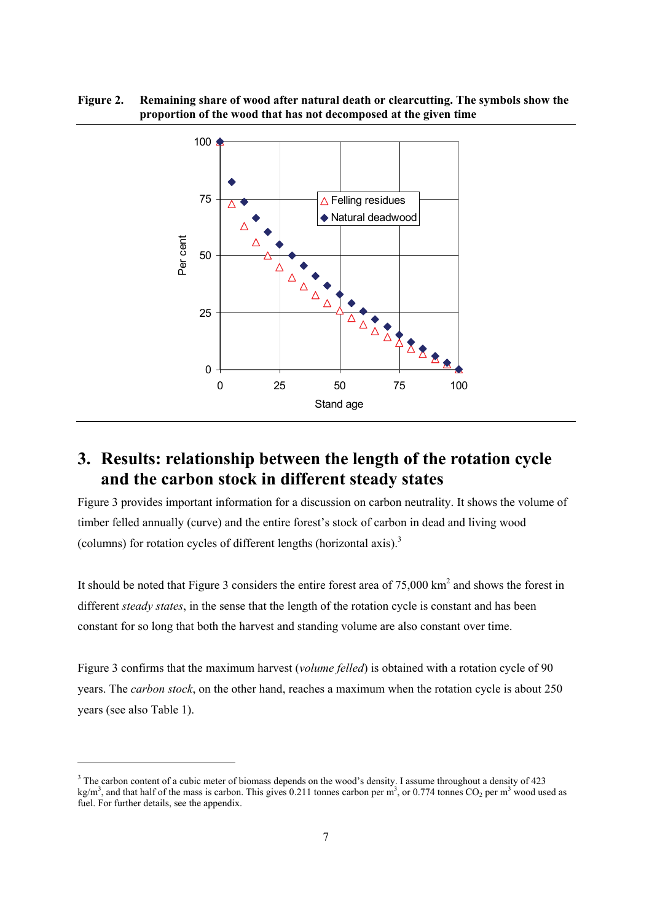**Figure 2. Remaining share of wood after natural death or clearcutting. The symbols show the proportion of the wood that has not decomposed at the given time**

# 3. Results: relationship between the length of the rotation cycle and the carbon stock in different steady states

Figure 3 provides important information for a discussion on carbon neutrality. It shows the volume of timber felled annually (curve) and the entire forest's stock of carbon in dead and living wood (columns) for rotation cycles of different lengths (horizontal axis).[3]

It should be noted that Figure 3 considers the entire forest area of 75,000 km$^2$ and shows the forest in different *steady states*, in the sense that the length of the rotation cycle is constant and has been constant for so long that both the harvest and standing volume are also constant over time.

Figure 3 confirms that the maximum harvest (*volume felled*) is obtained with a rotation cycle of 90 years. The *carbon stock*, on the other hand, reaches a maximum when the rotation cycle is about 250 years (see also Table 1).

[3] The carbon content of a cubic meter of biomass depends on the wood's density. I assume throughout a density of 423 kg/m$^3$, and that half of the mass is carbon. This gives 0.211 tonnes carbon per m$^3$, or 0.774 tonnes $CO_2$ per m$^3$ wood used as fuel. For further details, see the appendix.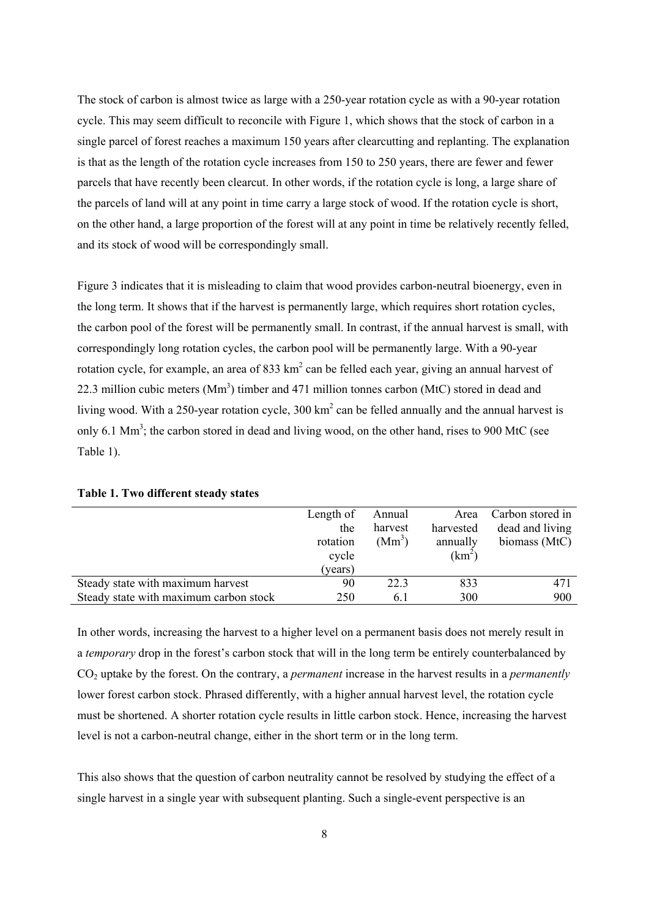The stock of carbon is almost twice as large with a 250-year rotation cycle as with a 90-year rotation cycle. This may seem difficult to reconcile with Figure 1, which shows that the stock of carbon in a single parcel of forest reaches a maximum 150 years after clearcutting and replanting. The explanation is that as the length of the rotation cycle increases from 150 to 250 years, there are fewer and fewer parcels that have recently been clearcut. In other words, if the rotation cycle is long, a large share of the parcels of land will at any point in time carry a large stock of wood. If the rotation cycle is short, on the other hand, a large proportion of the forest will at any point in time be relatively recently felled, and its stock of wood will be correspondingly small.

Figure 3 indicates that it is misleading to claim that wood provides carbon-neutral bioenergy, even in the long term. It shows that if the harvest is permanently large, which requires short rotation cycles, the carbon pool of the forest will be permanently small. In contrast, if the annual harvest is small, with correspondingly long rotation cycles, the carbon pool will be permanently large. With a 90-year rotation cycle, for example, an area of 833 $km^2$ can be felled each year, giving an annual harvest of 22.3 million cubic meters ($Mm^3$) timber and 471 million tonnes carbon (MtC) stored in dead and living wood. With a 250-year rotation cycle, 300 $km^2$ can be felled annually and the annual harvest is only 6.1 $Mm^3$; the carbon stored in dead and living wood, on the other hand, rises to 900 MtC (see Table 1).

**Table 1. Two different steady states**

| | Length of the rotation cycle (years) | Annual harvest ($Mm^3$) | Area harvested annually ($km^2$) | Carbon stored in dead and living biomass (MtC) |
|---|---|---|---|---|
| Steady state with maximum harvest | 90 | 22.3 | 833 | 471 |
| Steady state with maximum carbon stock | 250 | 6.1 | 300 | 900 |

In other words, increasing the harvest to a higher level on a permanent basis does not merely result in a *temporary* drop in the forest's carbon stock that will in the long term be entirely counterbalanced by $CO_2$ uptake by the forest. On the contrary, a *permanent* increase in the harvest results in a *permanently* lower forest carbon stock. Phrased differently, with a higher annual harvest level, the rotation cycle must be shortened. A shorter rotation cycle results in little carbon stock. Hence, increasing the harvest level is not a carbon-neutral change, either in the short term or in the long term.

This also shows that the question of carbon neutrality cannot be resolved by studying the effect of a single harvest in a single year with subsequent planting. Such a single-event perspective is an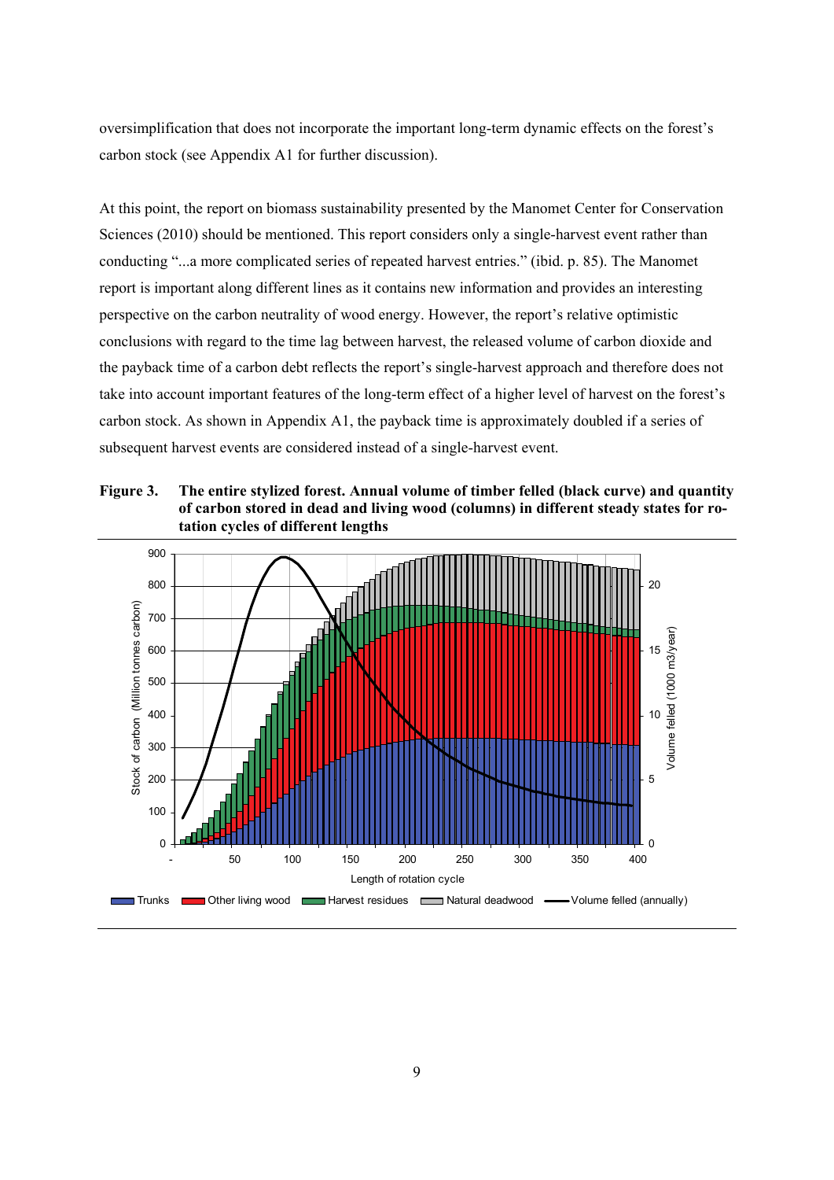oversimplification that does not incorporate the important long-term dynamic effects on the forest's carbon stock (see Appendix A1 for further discussion).

At this point, the report on biomass sustainability presented by the Manomet Center for Conservation Sciences (2010) should be mentioned. This report considers only a single-harvest event rather than conducting "...a more complicated series of repeated harvest entries." (ibid. p. 85). The Manomet report is important along different lines as it contains new information and provides an interesting perspective on the carbon neutrality of wood energy. However, the report's relative optimistic conclusions with regard to the time lag between harvest, the released volume of carbon dioxide and the payback time of a carbon debt reflects the report's single-harvest approach and therefore does not take into account important features of the long-term effect of a higher level of harvest on the forest's carbon stock. As shown in Appendix A1, the payback time is approximately doubled if a series of subsequent harvest events are considered instead of a single-harvest event.

**Figure 3. The entire stylized forest. Annual volume of timber felled (black curve) and quantity of carbon stored in dead and living wood (columns) in different steady states for rotation cycles of different lengths**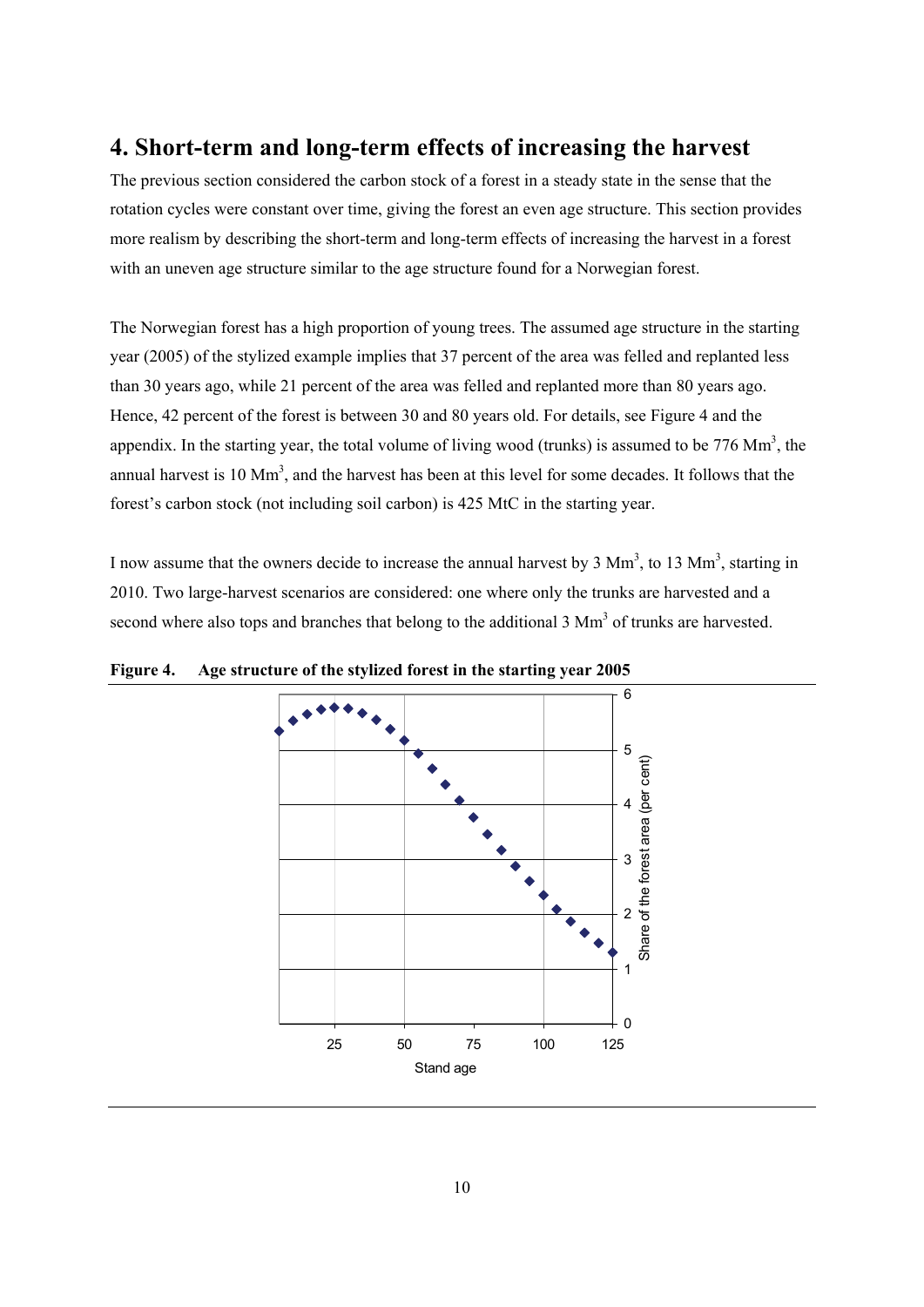# 4. Short-term and long-term effects of increasing the harvest

The previous section considered the carbon stock of a forest in a steady state in the sense that the rotation cycles were constant over time, giving the forest an even age structure. This section provides more realism by describing the short-term and long-term effects of increasing the harvest in a forest with an uneven age structure similar to the age structure found for a Norwegian forest.

The Norwegian forest has a high proportion of young trees. The assumed age structure in the starting year (2005) of the stylized example implies that 37 percent of the area was felled and replanted less than 30 years ago, while 21 percent of the area was felled and replanted more than 80 years ago. Hence, 42 percent of the forest is between 30 and 80 years old. For details, see Figure 4 and the appendix. In the starting year, the total volume of living wood (trunks) is assumed to be 776 $Mm^3$, the annual harvest is 10 $Mm^3$, and the harvest has been at this level for some decades. It follows that the forest's carbon stock (not including soil carbon) is 425 MtC in the starting year.

I now assume that the owners decide to increase the annual harvest by 3 $Mm^3$, to 13 $Mm^3$, starting in 2010. Two large-harvest scenarios are considered: one where only the trunks are harvested and a second where also tops and branches that belong to the additional 3 $Mm^3$ of trunks are harvested.

**Figure 4. Age structure of the stylized forest in the starting year 2005**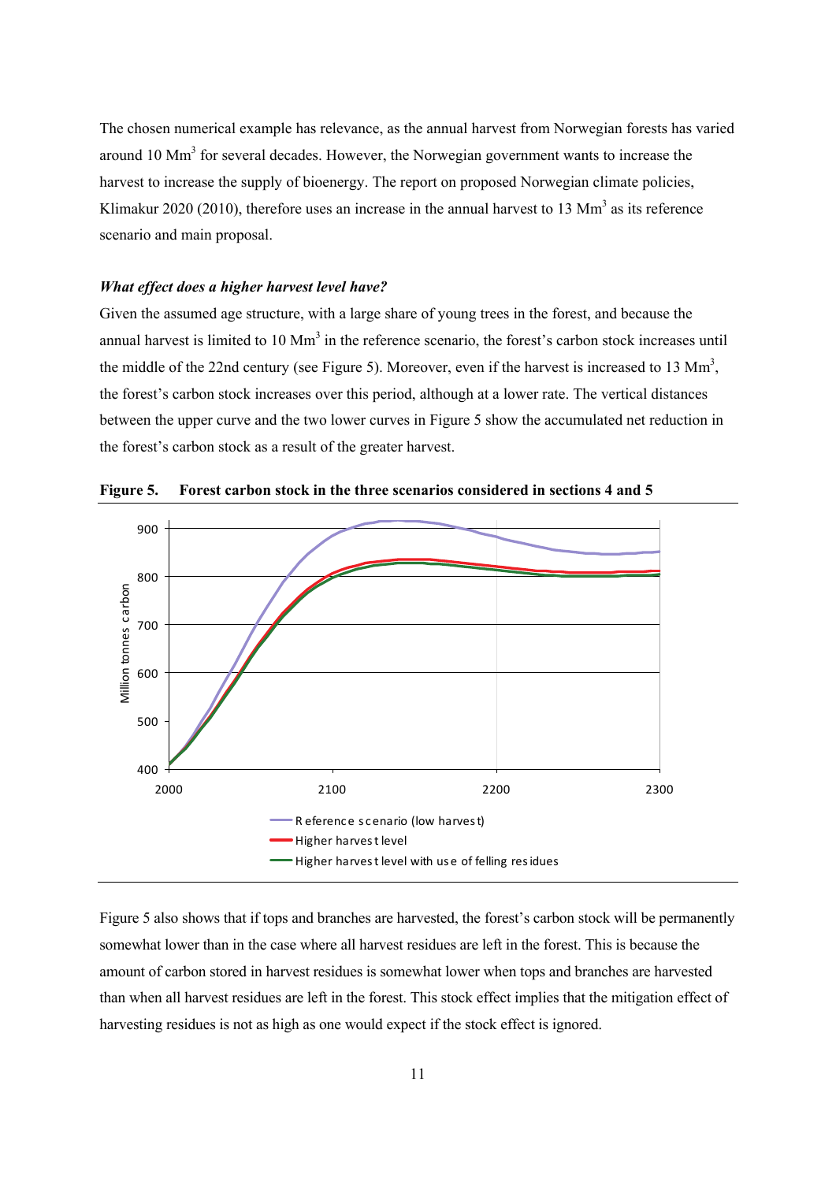The chosen numerical example has relevance, as the annual harvest from Norwegian forests has varied around 10 $Mm^3$ for several decades. However, the Norwegian government wants to increase the harvest to increase the supply of bioenergy. The report on proposed Norwegian climate policies, Klimakur 2020 (2010), therefore uses an increase in the annual harvest to 13 $Mm^3$ as its reference scenario and main proposal.

***What effect does a higher harvest level have?***

Given the assumed age structure, with a large share of young trees in the forest, and because the annual harvest is limited to 10 $Mm^3$ in the reference scenario, the forest's carbon stock increases until the middle of the 22nd century (see Figure 5). Moreover, even if the harvest is increased to 13 $Mm^3$, the forest's carbon stock increases over this period, although at a lower rate. The vertical distances between the upper curve and the two lower curves in Figure 5 show the accumulated net reduction in the forest's carbon stock as a result of the greater harvest.

**Figure 5. Forest carbon stock in the three scenarios considered in sections 4 and 5**

Figure 5 also shows that if tops and branches are harvested, the forest's carbon stock will be permanently somewhat lower than in the case where all harvest residues are left in the forest. This is because the amount of carbon stored in harvest residues is somewhat lower when tops and branches are harvested than when all harvest residues are left in the forest. This stock effect implies that the mitigation effect of harvesting residues is not as high as one would expect if the stock effect is ignored.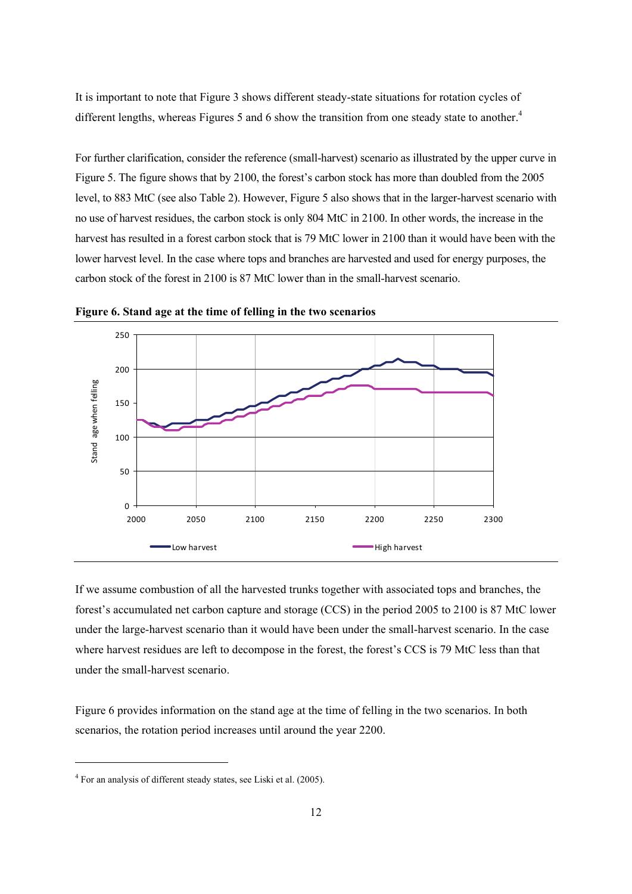It is important to note that Figure 3 shows different steady-state situations for rotation cycles of different lengths, whereas Figures 5 and 6 show the transition from one steady state to another.[4]

For further clarification, consider the reference (small-harvest) scenario as illustrated by the upper curve in Figure 5. The figure shows that by 2100, the forest's carbon stock has more than doubled from the 2005 level, to 883 MtC (see also Table 2). However, Figure 5 also shows that in the larger-harvest scenario with no use of harvest residues, the carbon stock is only 804 MtC in 2100. In other words, the increase in the harvest has resulted in a forest carbon stock that is 79 MtC lower in 2100 than it would have been with the lower harvest level. In the case where tops and branches are harvested and used for energy purposes, the carbon stock of the forest in 2100 is 87 MtC lower than in the small-harvest scenario.

**Figure 6. Stand age at the time of felling in the two scenarios**

If we assume combustion of all the harvested trunks together with associated tops and branches, the forest's accumulated net carbon capture and storage (CCS) in the period 2005 to 2100 is 87 MtC lower under the large-harvest scenario than it would have been under the small-harvest scenario. In the case where harvest residues are left to decompose in the forest, the forest's CCS is 79 MtC less than that under the small-harvest scenario.

Figure 6 provides information on the stand age at the time of felling in the two scenarios. In both scenarios, the rotation period increases until around the year 2200.

[4] For an analysis of different steady states, see Liski et al. (2005).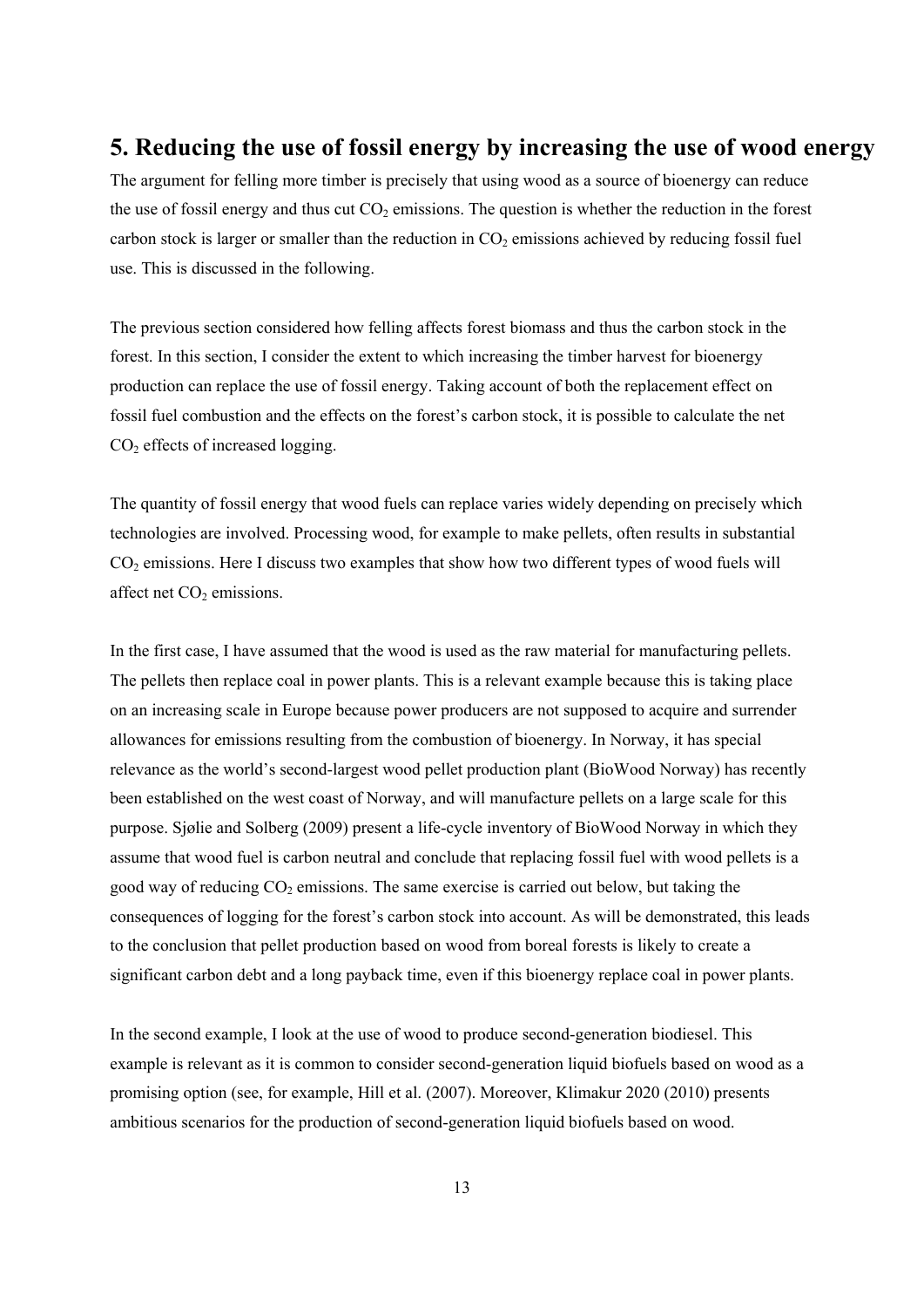## 5. Reducing the use of fossil energy by increasing the use of wood energy

The argument for felling more timber is precisely that using wood as a source of bioenergy can reduce the use of fossil energy and thus cut $CO_2$ emissions. The question is whether the reduction in the forest carbon stock is larger or smaller than the reduction in $CO_2$ emissions achieved by reducing fossil fuel use. This is discussed in the following.

The previous section considered how felling affects forest biomass and thus the carbon stock in the forest. In this section, I consider the extent to which increasing the timber harvest for bioenergy production can replace the use of fossil energy. Taking account of both the replacement effect on fossil fuel combustion and the effects on the forest's carbon stock, it is possible to calculate the net $CO_2$ effects of increased logging.

The quantity of fossil energy that wood fuels can replace varies widely depending on precisely which technologies are involved. Processing wood, for example to make pellets, often results in substantial $CO_2$ emissions. Here I discuss two examples that show how two different types of wood fuels will affect net $CO_2$ emissions.

In the first case, I have assumed that the wood is used as the raw material for manufacturing pellets. The pellets then replace coal in power plants. This is a relevant example because this is taking place on an increasing scale in Europe because power producers are not supposed to acquire and surrender allowances for emissions resulting from the combustion of bioenergy. In Norway, it has special relevance as the world's second-largest wood pellet production plant (BioWood Norway) has recently been established on the west coast of Norway, and will manufacture pellets on a large scale for this purpose. Sjølie and Solberg (2009) present a life-cycle inventory of BioWood Norway in which they assume that wood fuel is carbon neutral and conclude that replacing fossil fuel with wood pellets is a good way of reducing $CO_2$ emissions. The same exercise is carried out below, but taking the consequences of logging for the forest's carbon stock into account. As will be demonstrated, this leads to the conclusion that pellet production based on wood from boreal forests is likely to create a significant carbon debt and a long payback time, even if this bioenergy replace coal in power plants.

In the second example, I look at the use of wood to produce second-generation biodiesel. This example is relevant as it is common to consider second-generation liquid biofuels based on wood as a promising option (see, for example, Hill et al. (2007). Moreover, Klimakur 2020 (2010) presents ambitious scenarios for the production of second-generation liquid biofuels based on wood.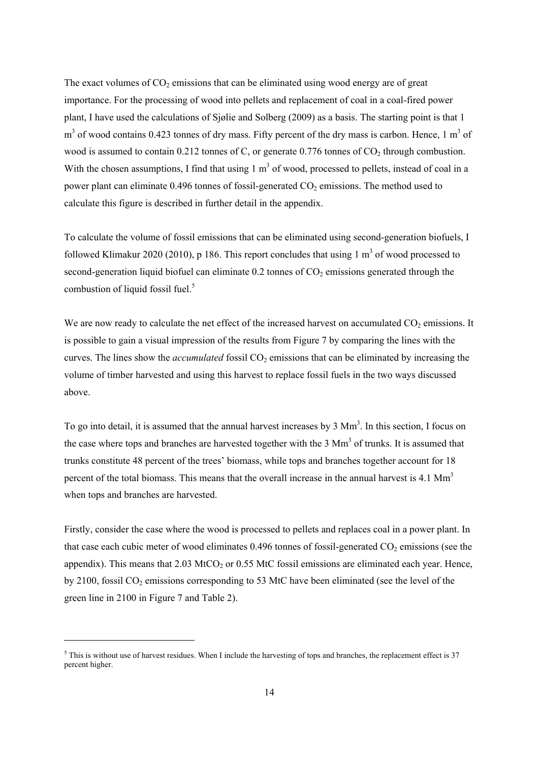The exact volumes of $CO_2$ emissions that can be eliminated using wood energy are of great importance. For the processing of wood into pellets and replacement of coal in a coal-fired power plant, I have used the calculations of Sjølie and Solberg (2009) as a basis. The starting point is that 1 $m^3$ of wood contains 0.423 tonnes of dry mass. Fifty percent of the dry mass is carbon. Hence, 1 $m^3$ of wood is assumed to contain 0.212 tonnes of C, or generate 0.776 tonnes of $CO_2$ through combustion. With the chosen assumptions, I find that using 1 $m^3$ of wood, processed to pellets, instead of coal in a power plant can eliminate 0.496 tonnes of fossil-generated $CO_2$ emissions. The method used to calculate this figure is described in further detail in the appendix.

To calculate the volume of fossil emissions that can be eliminated using second-generation biofuels, I followed Klimakur 2020 (2010), p 186. This report concludes that using 1 $m^3$ of wood processed to second-generation liquid biofuel can eliminate 0.2 tonnes of $CO_2$ emissions generated through the combustion of liquid fossil fuel.[5]

We are now ready to calculate the net effect of the increased harvest on accumulated $CO_2$ emissions. It is possible to gain a visual impression of the results from Figure 7 by comparing the lines with the curves. The lines show the *accumulated* fossil $CO_2$ emissions that can be eliminated by increasing the volume of timber harvested and using this harvest to replace fossil fuels in the two ways discussed above.

To go into detail, it is assumed that the annual harvest increases by 3 $Mm^3$. In this section, I focus on the case where tops and branches are harvested together with the 3 $Mm^3$ of trunks. It is assumed that trunks constitute 48 percent of the trees' biomass, while tops and branches together account for 18 percent of the total biomass. This means that the overall increase in the annual harvest is 4.1 $Mm^3$ when tops and branches are harvested.

Firstly, consider the case where the wood is processed to pellets and replaces coal in a power plant. In that case each cubic meter of wood eliminates 0.496 tonnes of fossil-generated $CO_2$ emissions (see the appendix). This means that 2.03 $MtCO_2$ or 0.55 MtC fossil emissions are eliminated each year. Hence, by 2100, fossil $CO_2$ emissions corresponding to 53 MtC have been eliminated (see the level of the green line in 2100 in Figure 7 and Table 2).

---

[5] This is without use of harvest residues. When I include the harvesting of tops and branches, the replacement effect is 37 percent higher.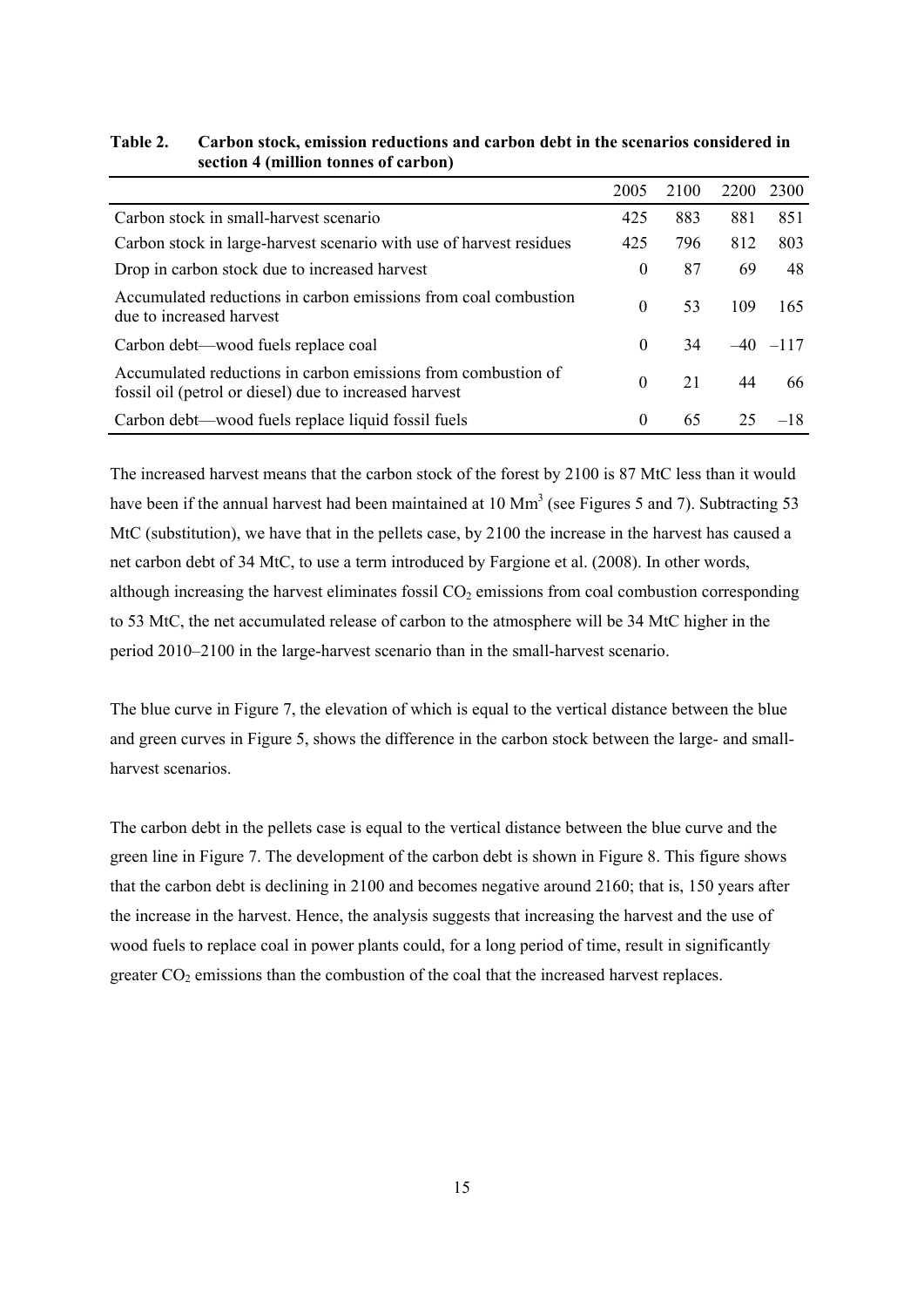**Table 2. Carbon stock, emission reductions and carbon debt in the scenarios considered in section 4 (million tonnes of carbon)**

| | 2005 | 2100 | 2200 | 2300 |
|---|---|---|---|---|
| Carbon stock in small-harvest scenario | 425 | 883 | 881 | 851 |
| Carbon stock in large-harvest scenario with use of harvest residues | 425 | 796 | 812 | 803 |
| Drop in carbon stock due to increased harvest | 0 | 87 | 69 | 48 |
| Accumulated reductions in carbon emissions from coal combustion due to increased harvest | 0 | 53 | 109 | 165 |
| Carbon debt—wood fuels replace coal | 0 | 34 | –40 | –117 |
| Accumulated reductions in carbon emissions from combustion of fossil oil (petrol or diesel) due to increased harvest | 0 | 21 | 44 | 66 |
| Carbon debt—wood fuels replace liquid fossil fuels | 0 | 65 | 25 | –18 |

The increased harvest means that the carbon stock of the forest by 2100 is 87 MtC less than it would have been if the annual harvest had been maintained at 10 $Mm^3$ (see Figures 5 and 7). Subtracting 53 MtC (substitution), we have that in the pellets case, by 2100 the increase in the harvest has caused a net carbon debt of 34 MtC, to use a term introduced by Fargione et al. (2008). In other words, although increasing the harvest eliminates fossil $CO_2$ emissions from coal combustion corresponding to 53 MtC, the net accumulated release of carbon to the atmosphere will be 34 MtC higher in the period 2010–2100 in the large-harvest scenario than in the small-harvest scenario.

The blue curve in Figure 7, the elevation of which is equal to the vertical distance between the blue and green curves in Figure 5, shows the difference in the carbon stock between the large- and small-harvest scenarios.

The carbon debt in the pellets case is equal to the vertical distance between the blue curve and the green line in Figure 7. The development of the carbon debt is shown in Figure 8. This figure shows that the carbon debt is declining in 2100 and becomes negative around 2160; that is, 150 years after the increase in the harvest. Hence, the analysis suggests that increasing the harvest and the use of wood fuels to replace coal in power plants could, for a long period of time, result in significantly greater $CO_2$ emissions than the combustion of the coal that the increased harvest replaces.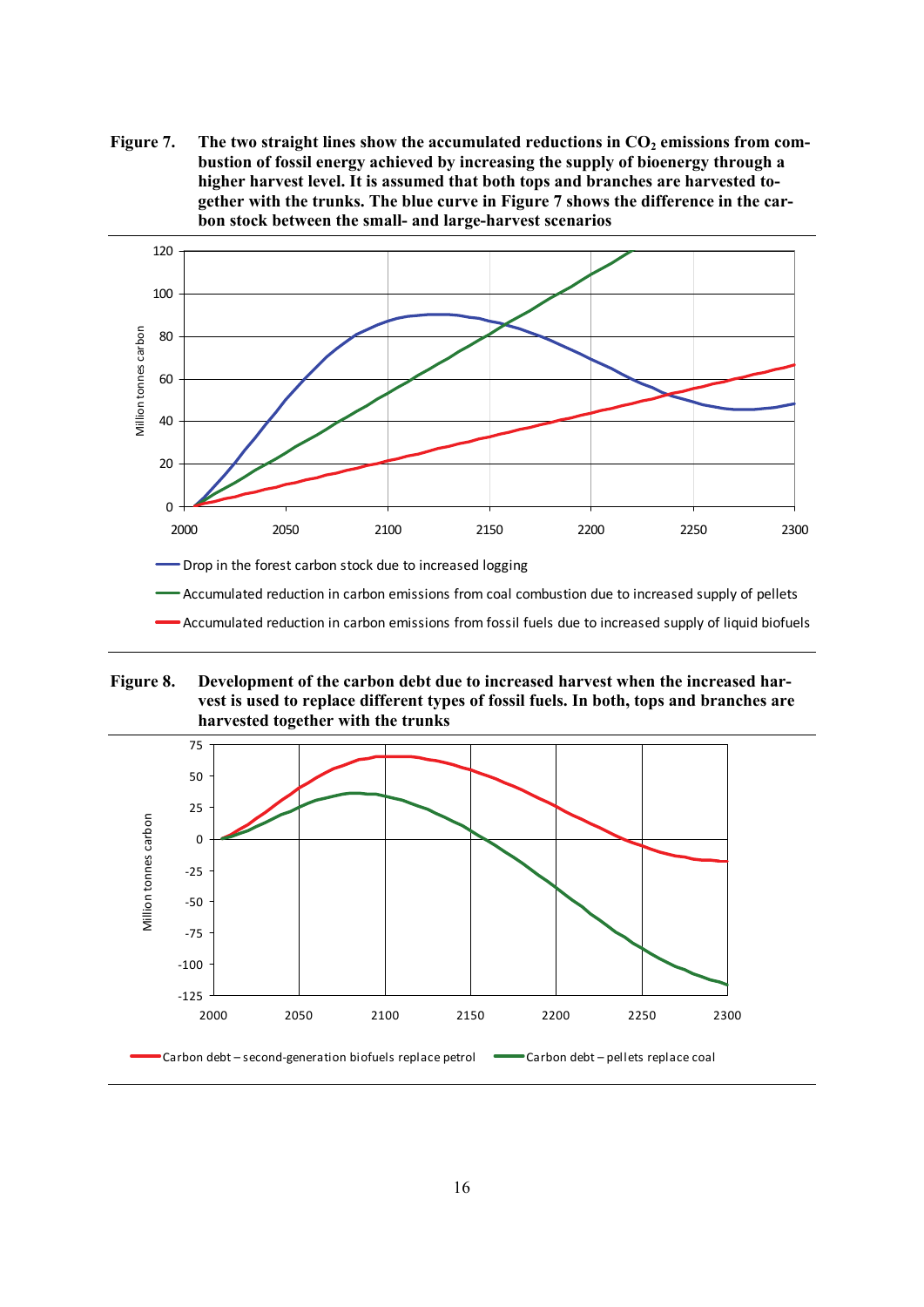**Figure 7.** **The two straight lines show the accumulated reductions in $CO_2$ emissions from combustion of fossil energy achieved by increasing the supply of bioenergy through a higher harvest level. It is assumed that both tops and branches are harvested together with the trunks. The blue curve in Figure 7 shows the difference in the carbon stock between the small- and large-harvest scenarios**

**Figure 8.** **Development of the carbon debt due to increased harvest when the increased harvest is used to replace different types of fossil fuels. In both, tops and branches are harvested together with the trunks**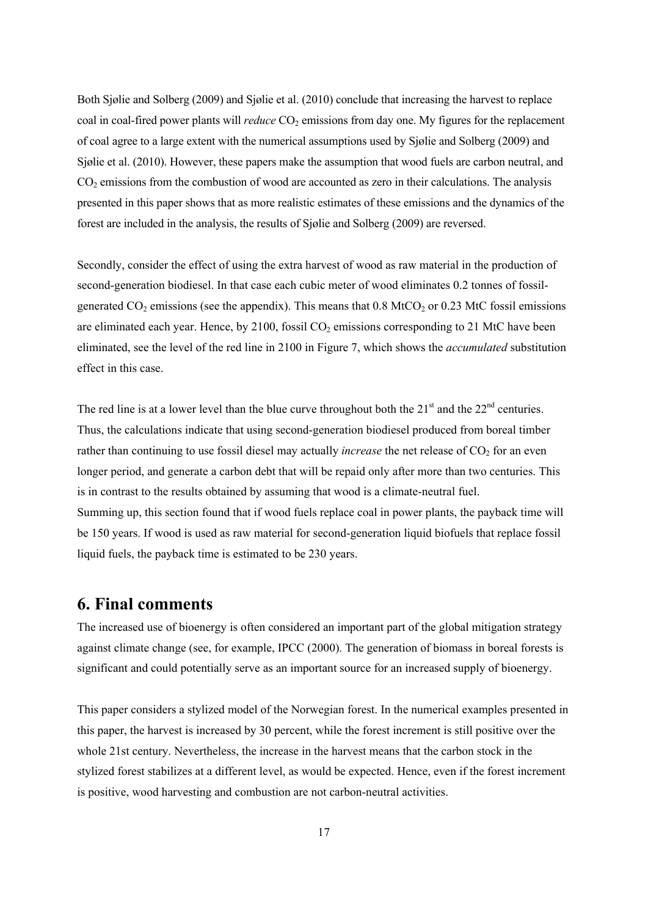Both Sjølie and Solberg (2009) and Sjølie et al. (2010) conclude that increasing the harvest to replace coal in coal-fired power plants will *reduce* $CO_2$ emissions from day one. My figures for the replacement of coal agree to a large extent with the numerical assumptions used by Sjølie and Solberg (2009) and Sjølie et al. (2010). However, these papers make the assumption that wood fuels are carbon neutral, and $CO_2$ emissions from the combustion of wood are accounted as zero in their calculations. The analysis presented in this paper shows that as more realistic estimates of these emissions and the dynamics of the forest are included in the analysis, the results of Sjølie and Solberg (2009) are reversed.

Secondly, consider the effect of using the extra harvest of wood as raw material in the production of second-generation biodiesel. In that case each cubic meter of wood eliminates 0.2 tonnes of fossil-generated $CO_2$ emissions (see the appendix). This means that 0.8 $MtCO_2$ or 0.23 MtC fossil emissions are eliminated each year. Hence, by 2100, fossil $CO_2$ emissions corresponding to 21 MtC have been eliminated, see the level of the red line in 2100 in Figure 7, which shows the *accumulated* substitution effect in this case.

The red line is at a lower level than the blue curve throughout both the 21[st] and the 22[nd] centuries. Thus, the calculations indicate that using second-generation biodiesel produced from boreal timber rather than continuing to use fossil diesel may actually *increase* the net release of $CO_2$ for an even longer period, and generate a carbon debt that will be repaid only after more than two centuries. This is in contrast to the results obtained by assuming that wood is a climate-neutral fuel.
Summing up, this section found that if wood fuels replace coal in power plants, the payback time will be 150 years. If wood is used as raw material for second-generation liquid biofuels that replace fossil liquid fuels, the payback time is estimated to be 230 years.

## 6. Final comments

The increased use of bioenergy is often considered an important part of the global mitigation strategy against climate change (see, for example, IPCC (2000). The generation of biomass in boreal forests is significant and could potentially serve as an important source for an increased supply of bioenergy.

This paper considers a stylized model of the Norwegian forest. In the numerical examples presented in this paper, the harvest is increased by 30 percent, while the forest increment is still positive over the whole 21st century. Nevertheless, the increase in the harvest means that the carbon stock in the stylized forest stabilizes at a different level, as would be expected. Hence, even if the forest increment is positive, wood harvesting and combustion are not carbon-neutral activities.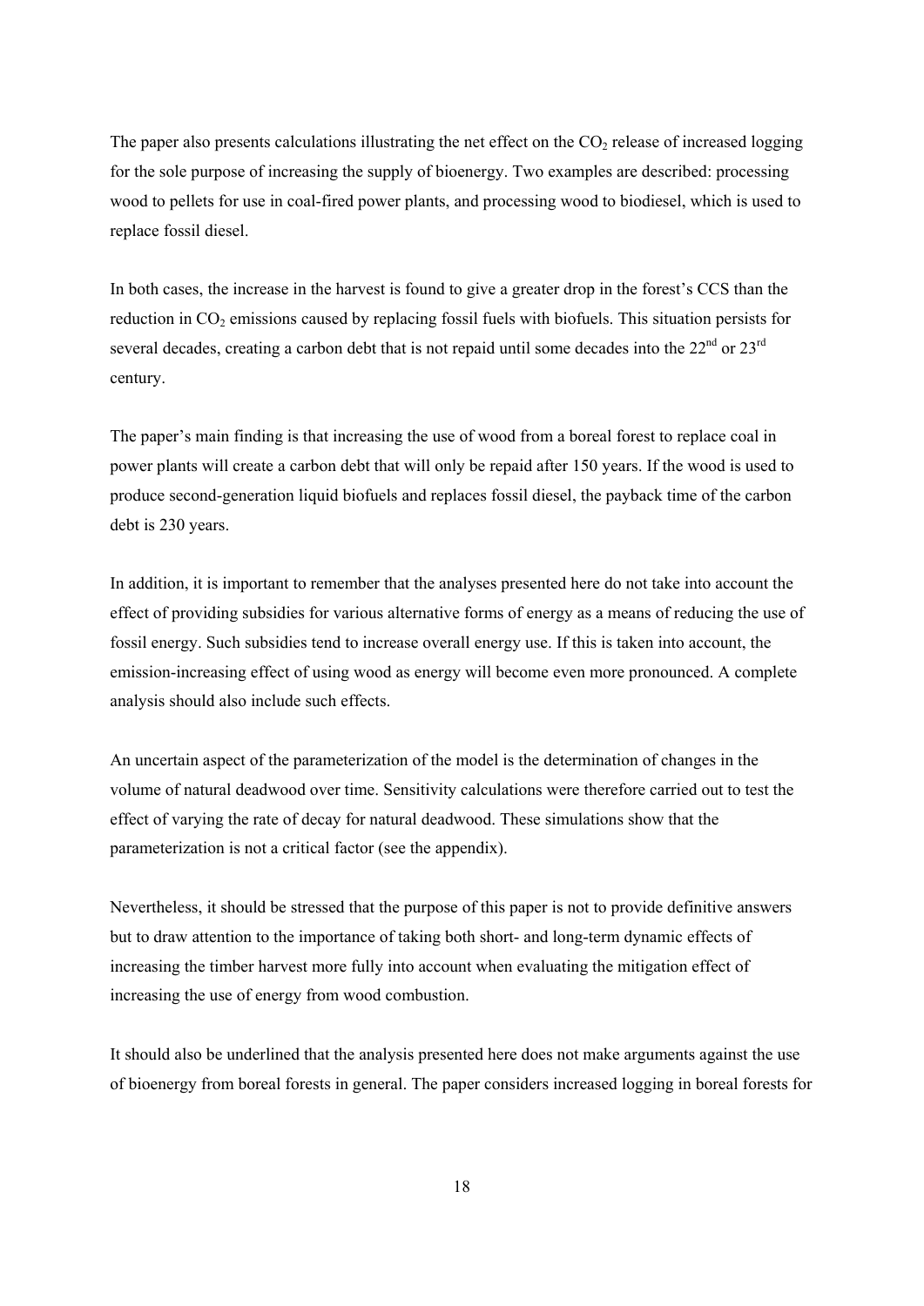The paper also presents calculations illustrating the net effect on the $CO_2$ release of increased logging for the sole purpose of increasing the supply of bioenergy. Two examples are described: processing wood to pellets for use in coal-fired power plants, and processing wood to biodiesel, which is used to replace fossil diesel.

In both cases, the increase in the harvest is found to give a greater drop in the forest's CCS than the reduction in $CO_2$ emissions caused by replacing fossil fuels with biofuels. This situation persists for several decades, creating a carbon debt that is not repaid until some decades into the 22nd or 23rd century.

The paper's main finding is that increasing the use of wood from a boreal forest to replace coal in power plants will create a carbon debt that will only be repaid after 150 years. If the wood is used to produce second-generation liquid biofuels and replaces fossil diesel, the payback time of the carbon debt is 230 years.

In addition, it is important to remember that the analyses presented here do not take into account the effect of providing subsidies for various alternative forms of energy as a means of reducing the use of fossil energy. Such subsidies tend to increase overall energy use. If this is taken into account, the emission-increasing effect of using wood as energy will become even more pronounced. A complete analysis should also include such effects.

An uncertain aspect of the parameterization of the model is the determination of changes in the volume of natural deadwood over time. Sensitivity calculations were therefore carried out to test the effect of varying the rate of decay for natural deadwood. These simulations show that the parameterization is not a critical factor (see the appendix).

Nevertheless, it should be stressed that the purpose of this paper is not to provide definitive answers but to draw attention to the importance of taking both short- and long-term dynamic effects of increasing the timber harvest more fully into account when evaluating the mitigation effect of increasing the use of energy from wood combustion.

It should also be underlined that the analysis presented here does not make arguments against the use of bioenergy from boreal forests in general. The paper considers increased logging in boreal forests for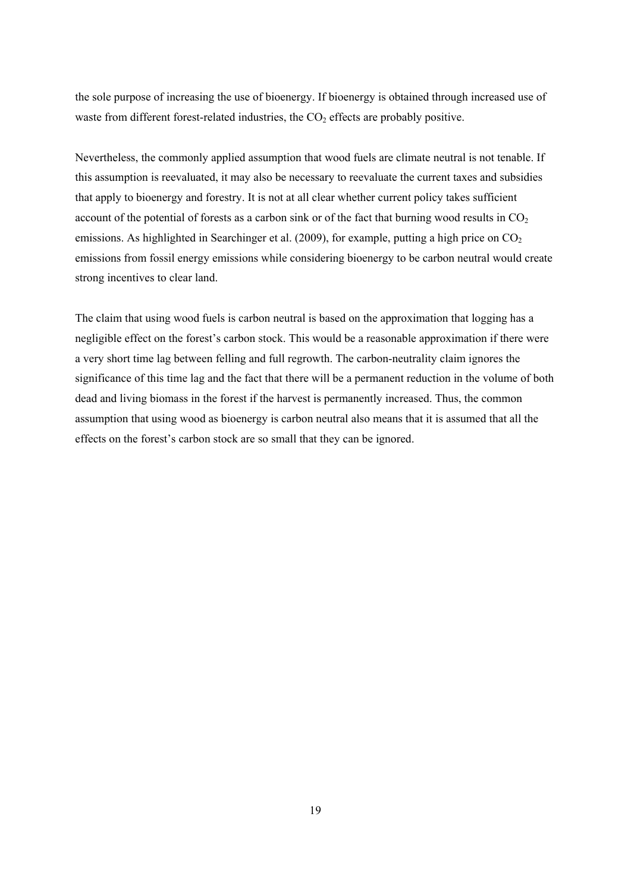the sole purpose of increasing the use of bioenergy. If bioenergy is obtained through increased use of waste from different forest-related industries, the $CO_2$ effects are probably positive.

Nevertheless, the commonly applied assumption that wood fuels are climate neutral is not tenable. If this assumption is reevaluated, it may also be necessary to reevaluate the current taxes and subsidies that apply to bioenergy and forestry. It is not at all clear whether current policy takes sufficient account of the potential of forests as a carbon sink or of the fact that burning wood results in $CO_2$ emissions. As highlighted in Searchinger et al. (2009), for example, putting a high price on $CO_2$ emissions from fossil energy emissions while considering bioenergy to be carbon neutral would create strong incentives to clear land.

The claim that using wood fuels is carbon neutral is based on the approximation that logging has a negligible effect on the forest's carbon stock. This would be a reasonable approximation if there were a very short time lag between felling and full regrowth. The carbon-neutrality claim ignores the significance of this time lag and the fact that there will be a permanent reduction in the volume of both dead and living biomass in the forest if the harvest is permanently increased. Thus, the common assumption that using wood as bioenergy is carbon neutral also means that it is assumed that all the effects on the forest's carbon stock are so small that they can be ignored.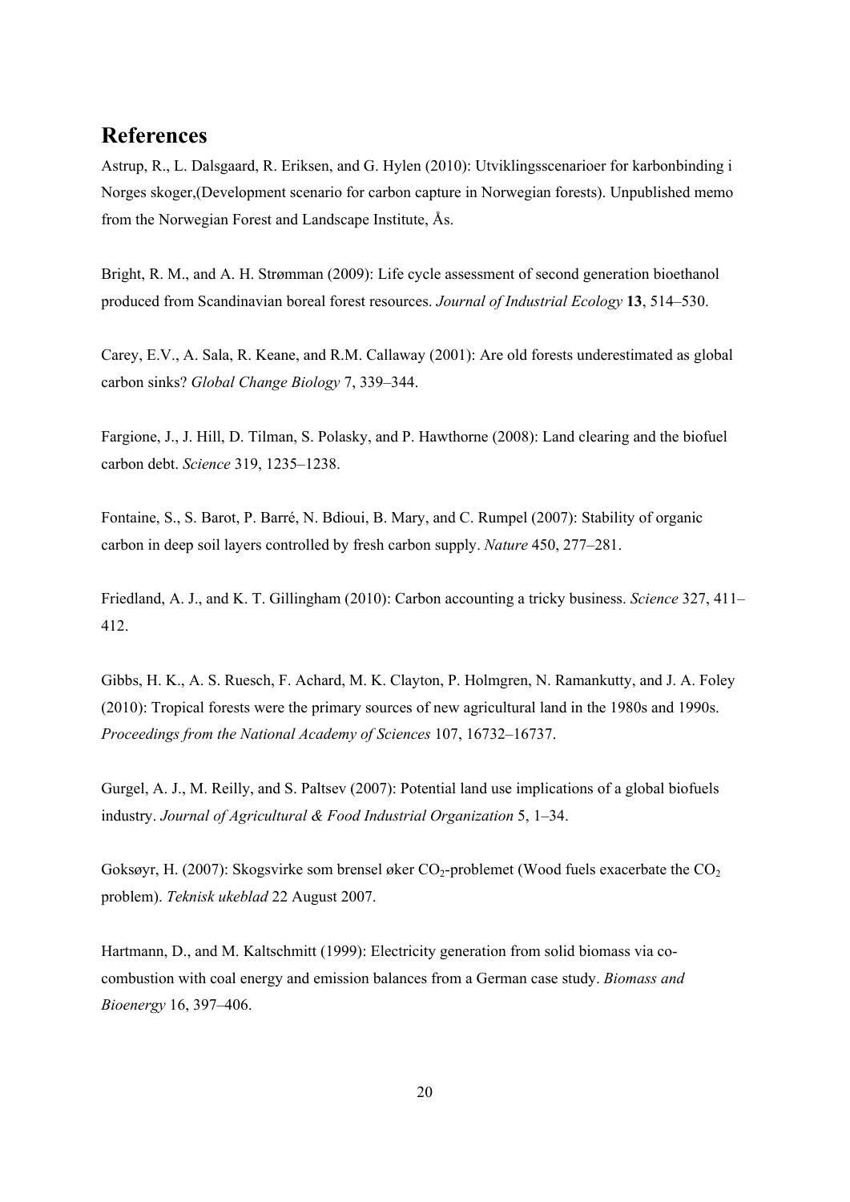## References

Astrup, R., L. Dalsgaard, R. Eriksen, and G. Hylen (2010): Utviklingsscenarioer for karbonbinding i Norges skoger,(Development scenario for carbon capture in Norwegian forests). Unpublished memo from the Norwegian Forest and Landscape Institute, Ås.

Bright, R. M., and A. H. Strømman (2009): Life cycle assessment of second generation bioethanol produced from Scandinavian boreal forest resources. *Journal of Industrial Ecology* **13**, 514–530.

Carey, E.V., A. Sala, R. Keane, and R.M. Callaway (2001): Are old forests underestimated as global carbon sinks? *Global Change Biology* 7, 339–344.

Fargione, J., J. Hill, D. Tilman, S. Polasky, and P. Hawthorne (2008): Land clearing and the biofuel carbon debt. *Science* 319, 1235–1238.

Fontaine, S., S. Barot, P. Barré, N. Bdioui, B. Mary, and C. Rumpel (2007): Stability of organic carbon in deep soil layers controlled by fresh carbon supply. *Nature* 450, 277–281.

Friedland, A. J., and K. T. Gillingham (2010): Carbon accounting a tricky business. *Science* 327, 411–412.

Gibbs, H. K., A. S. Ruesch, F. Achard, M. K. Clayton, P. Holmgren, N. Ramankutty, and J. A. Foley (2010): Tropical forests were the primary sources of new agricultural land in the 1980s and 1990s. *Proceedings from the National Academy of Sciences* 107, 16732–16737.

Gurgel, A. J., M. Reilly, and S. Paltsev (2007): Potential land use implications of a global biofuels industry. *Journal of Agricultural & Food Industrial Organization* 5, 1–34.

Goksøyr, H. (2007): Skogsvirke som brensel øker $CO_2$-problemet (Wood fuels exacerbate the $CO_2$ problem). *Teknisk ukeblad* 22 August 2007.

Hartmann, D., and M. Kaltschmitt (1999): Electricity generation from solid biomass via co-combustion with coal energy and emission balances from a German case study. *Biomass and Bioenergy* 16, 397–406.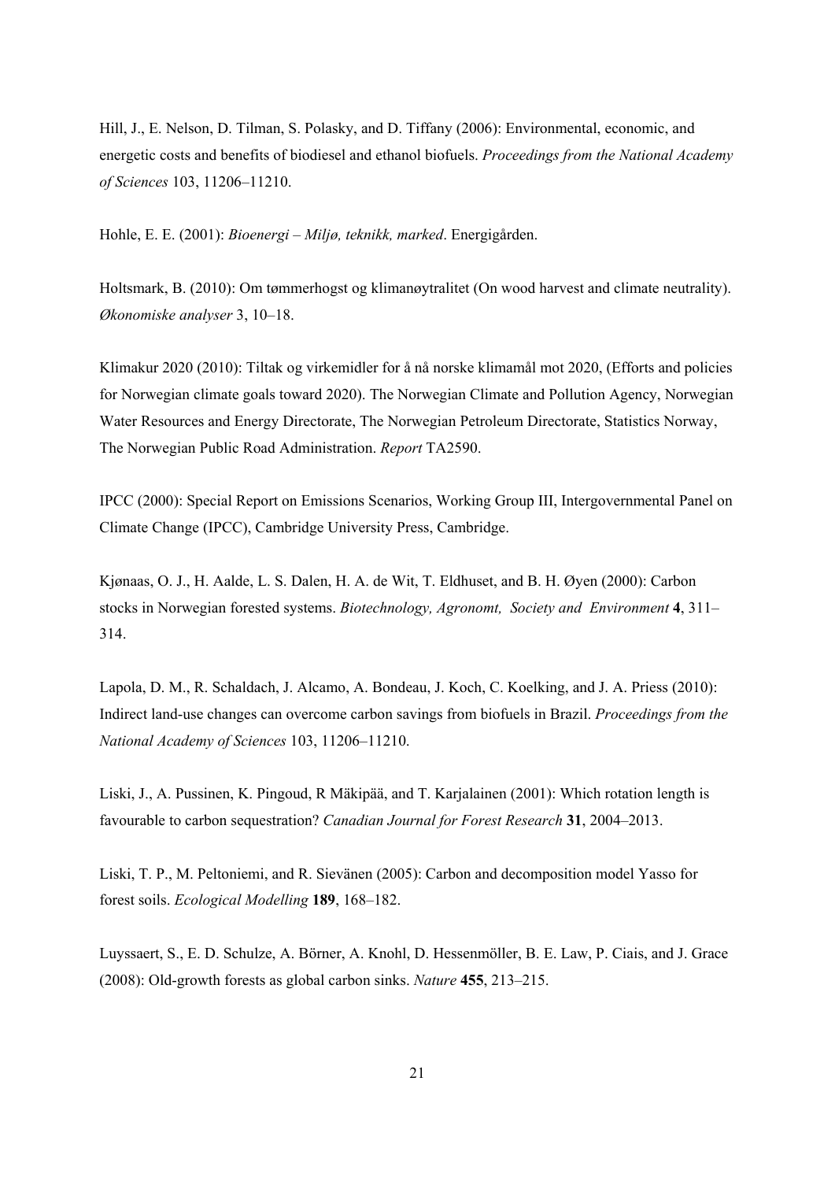Hill, J., E. Nelson, D. Tilman, S. Polasky, and D. Tiffany (2006): Environmental, economic, and energetic costs and benefits of biodiesel and ethanol biofuels. *Proceedings from the National Academy of Sciences* 103, 11206–11210.

Hohle, E. E. (2001): *Bioenergi – Miljø, teknikk, marked*. Energigården.

Holtsmark, B. (2010): Om tømmerhogst og klimanøytralitet (On wood harvest and climate neutrality). *Økonomiske analyser* 3, 10–18.

Klimakur 2020 (2010): Tiltak og virkemidler for å nå norske klimamål mot 2020, (Efforts and policies for Norwegian climate goals toward 2020). The Norwegian Climate and Pollution Agency, Norwegian Water Resources and Energy Directorate, The Norwegian Petroleum Directorate, Statistics Norway, The Norwegian Public Road Administration. *Report* TA2590.

IPCC (2000): Special Report on Emissions Scenarios, Working Group III, Intergovernmental Panel on Climate Change (IPCC), Cambridge University Press, Cambridge.

Kjønaas, O. J., H. Aalde, L. S. Dalen, H. A. de Wit, T. Eldhuset, and B. H. Øyen (2000): Carbon stocks in Norwegian forested systems. *Biotechnology, Agronomt, Society and Environment* **4**, 311–314.

Lapola, D. M., R. Schaldach, J. Alcamo, A. Bondeau, J. Koch, C. Koelking, and J. A. Priess (2010): Indirect land-use changes can overcome carbon savings from biofuels in Brazil. *Proceedings from the National Academy of Sciences* 103, 11206–11210.

Liski, J., A. Pussinen, K. Pingoud, R Mäkipää, and T. Karjalainen (2001): Which rotation length is favourable to carbon sequestration? *Canadian Journal for Forest Research* **31**, 2004–2013.

Liski, T. P., M. Peltoniemi, and R. Sievänen (2005): Carbon and decomposition model Yasso for forest soils. *Ecological Modelling* **189**, 168–182.

Luyssaert, S., E. D. Schulze, A. Börner, A. Knohl, D. Hessenmöller, B. E. Law, P. Ciais, and J. Grace (2008): Old-growth forests as global carbon sinks. *Nature* **455**, 213–215.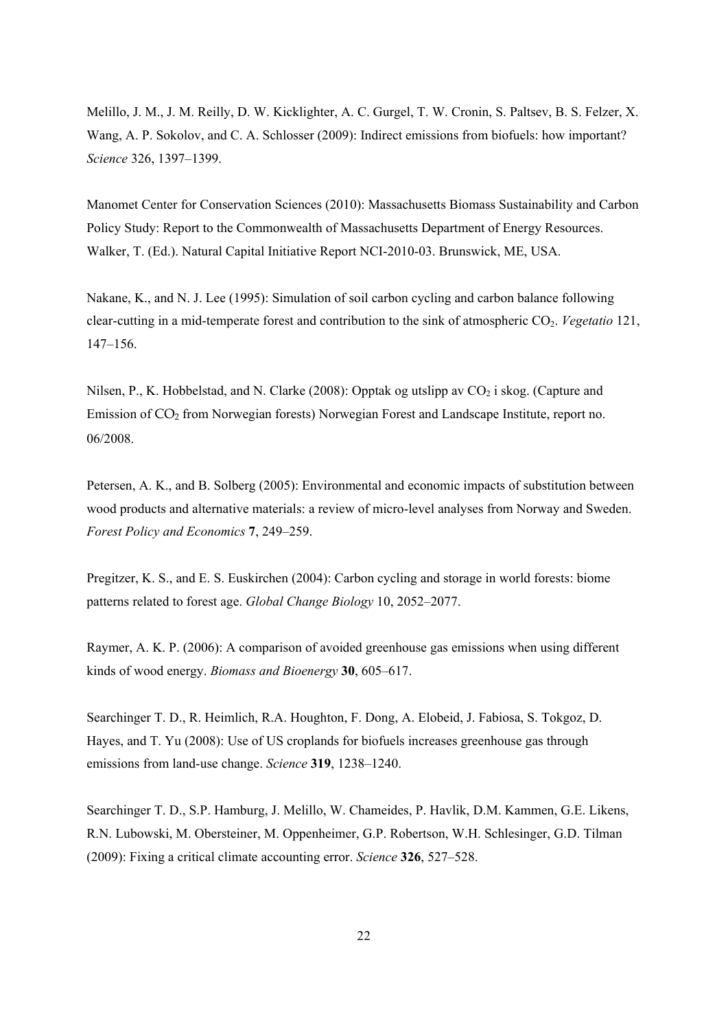Melillo, J. M., J. M. Reilly, D. W. Kicklighter, A. C. Gurgel, T. W. Cronin, S. Paltsev, B. S. Felzer, X. Wang, A. P. Sokolov, and C. A. Schlosser (2009): Indirect emissions from biofuels: how important? *Science* 326, 1397–1399.

Manomet Center for Conservation Sciences (2010): Massachusetts Biomass Sustainability and Carbon Policy Study: Report to the Commonwealth of Massachusetts Department of Energy Resources. Walker, T. (Ed.). Natural Capital Initiative Report NCI-2010-03. Brunswick, ME, USA.

Nakane, K., and N. J. Lee (1995): Simulation of soil carbon cycling and carbon balance following clear-cutting in a mid-temperate forest and contribution to the sink of atmospheric $CO_2$. *Vegetatio* 121, 147–156.

Nilsen, P., K. Hobbelstad, and N. Clarke (2008): Opptak og utslipp av $CO_2$ i skog. (Capture and Emission of $CO_2$ from Norwegian forests) Norwegian Forest and Landscape Institute, report no. 06/2008.

Petersen, A. K., and B. Solberg (2005): Environmental and economic impacts of substitution between wood products and alternative materials: a review of micro-level analyses from Norway and Sweden. *Forest Policy and Economics* **7**, 249–259.

Pregitzer, K. S., and E. S. Euskirchen (2004): Carbon cycling and storage in world forests: biome patterns related to forest age. *Global Change Biology* 10, 2052–2077.

Raymer, A. K. P. (2006): A comparison of avoided greenhouse gas emissions when using different kinds of wood energy. *Biomass and Bioenergy* **30**, 605–617.

Searchinger T. D., R. Heimlich, R.A. Houghton, F. Dong, A. Elobeid, J. Fabiosa, S. Tokgoz, D. Hayes, and T. Yu (2008): Use of US croplands for biofuels increases greenhouse gas through emissions from land-use change. *Science* **319**, 1238–1240.

Searchinger T. D., S.P. Hamburg, J. Melillo, W. Chameides, P. Havlik, D.M. Kammen, G.E. Likens, R.N. Lubowski, M. Obersteiner, M. Oppenheimer, G.P. Robertson, W.H. Schlesinger, G.D. Tilman (2009): Fixing a critical climate accounting error. *Science* **326**, 527–528.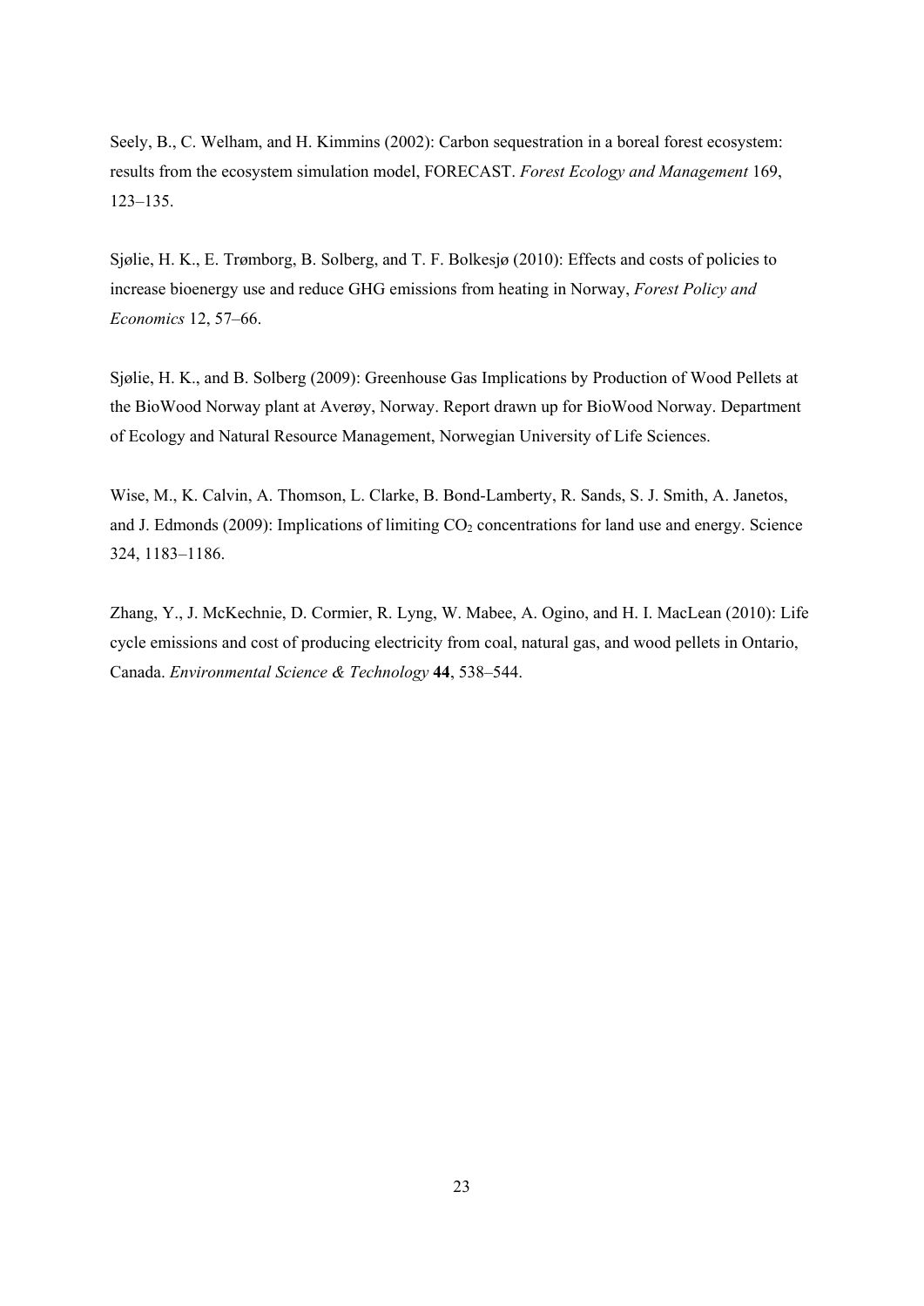Seely, B., C. Welham, and H. Kimmins (2002): Carbon sequestration in a boreal forest ecosystem: results from the ecosystem simulation model, FORECAST. *Forest Ecology and Management* 169, 123–135.

Sjølie, H. K., E. Trømborg, B. Solberg, and T. F. Bolkesjø (2010): Effects and costs of policies to increase bioenergy use and reduce GHG emissions from heating in Norway, *Forest Policy and Economics* 12, 57–66.

Sjølie, H. K., and B. Solberg (2009): Greenhouse Gas Implications by Production of Wood Pellets at the BioWood Norway plant at Averøy, Norway. Report drawn up for BioWood Norway. Department of Ecology and Natural Resource Management, Norwegian University of Life Sciences.

Wise, M., K. Calvin, A. Thomson, L. Clarke, B. Bond-Lamberty, R. Sands, S. J. Smith, A. Janetos, and J. Edmonds (2009): Implications of limiting $CO_2$ concentrations for land use and energy. Science 324, 1183–1186.

Zhang, Y., J. McKechnie, D. Cormier, R. Lyng, W. Mabee, A. Ogino, and H. I. MacLean (2010): Life cycle emissions and cost of producing electricity from coal, natural gas, and wood pellets in Ontario, Canada. *Environmental Science & Technology* **44**, 538–544.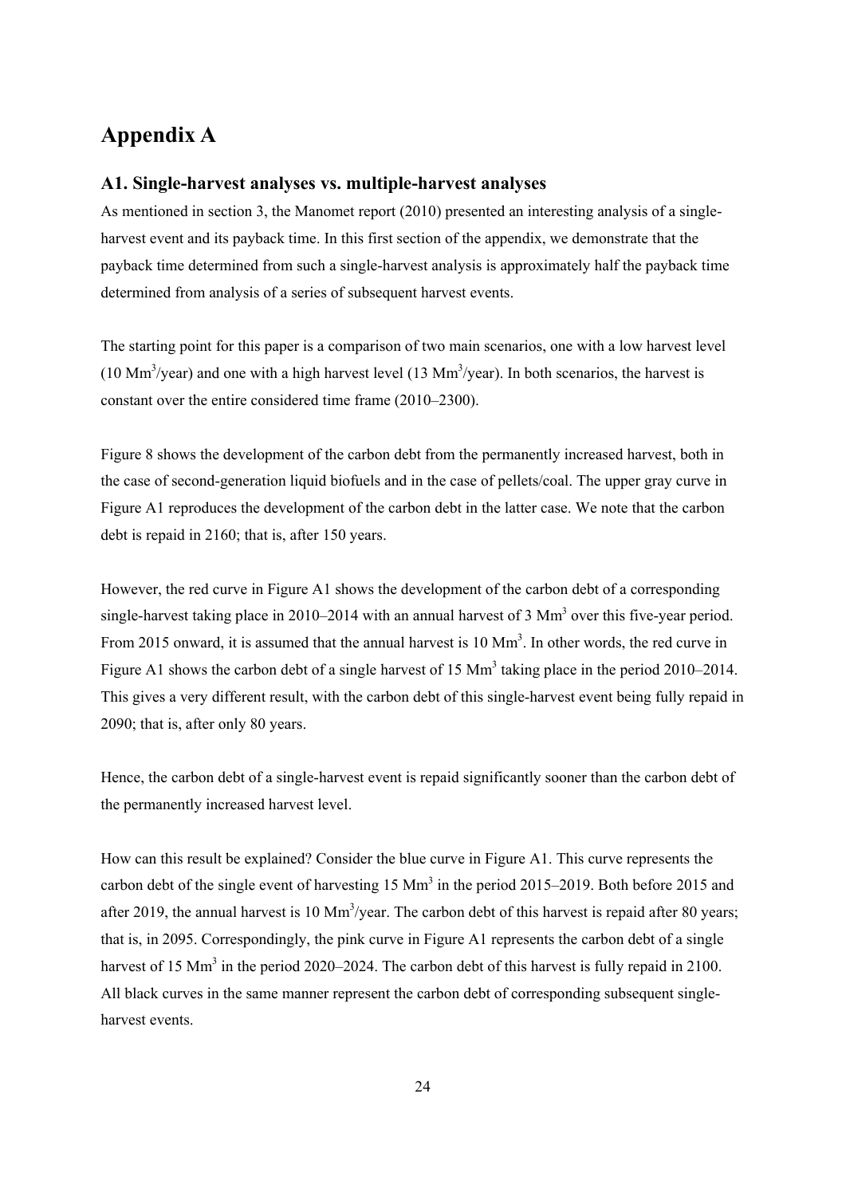# Appendix A

## A1. Single-harvest analyses vs. multiple-harvest analyses

As mentioned in section 3, the Manomet report (2010) presented an interesting analysis of a single-harvest event and its payback time. In this first section of the appendix, we demonstrate that the payback time determined from such a single-harvest analysis is approximately half the payback time determined from analysis of a series of subsequent harvest events.

The starting point for this paper is a comparison of two main scenarios, one with a low harvest level (10 $Mm^3$/year) and one with a high harvest level (13 $Mm^3$/year). In both scenarios, the harvest is constant over the entire considered time frame (2010–2300).

Figure 8 shows the development of the carbon debt from the permanently increased harvest, both in the case of second-generation liquid biofuels and in the case of pellets/coal. The upper gray curve in Figure A1 reproduces the development of the carbon debt in the latter case. We note that the carbon debt is repaid in 2160; that is, after 150 years.

However, the red curve in Figure A1 shows the development of the carbon debt of a corresponding single-harvest taking place in 2010–2014 with an annual harvest of 3 $Mm^3$ over this five-year period. From 2015 onward, it is assumed that the annual harvest is 10 $Mm^3$. In other words, the red curve in Figure A1 shows the carbon debt of a single harvest of 15 $Mm^3$ taking place in the period 2010–2014. This gives a very different result, with the carbon debt of this single-harvest event being fully repaid in 2090; that is, after only 80 years.

Hence, the carbon debt of a single-harvest event is repaid significantly sooner than the carbon debt of the permanently increased harvest level.

How can this result be explained? Consider the blue curve in Figure A1. This curve represents the carbon debt of the single event of harvesting 15 $Mm^3$ in the period 2015–2019. Both before 2015 and after 2019, the annual harvest is 10 $Mm^3$/year. The carbon debt of this harvest is repaid after 80 years; that is, in 2095. Correspondingly, the pink curve in Figure A1 represents the carbon debt of a single harvest of 15 $Mm^3$ in the period 2020–2024. The carbon debt of this harvest is fully repaid in 2100. All black curves in the same manner represent the carbon debt of corresponding subsequent single-harvest events.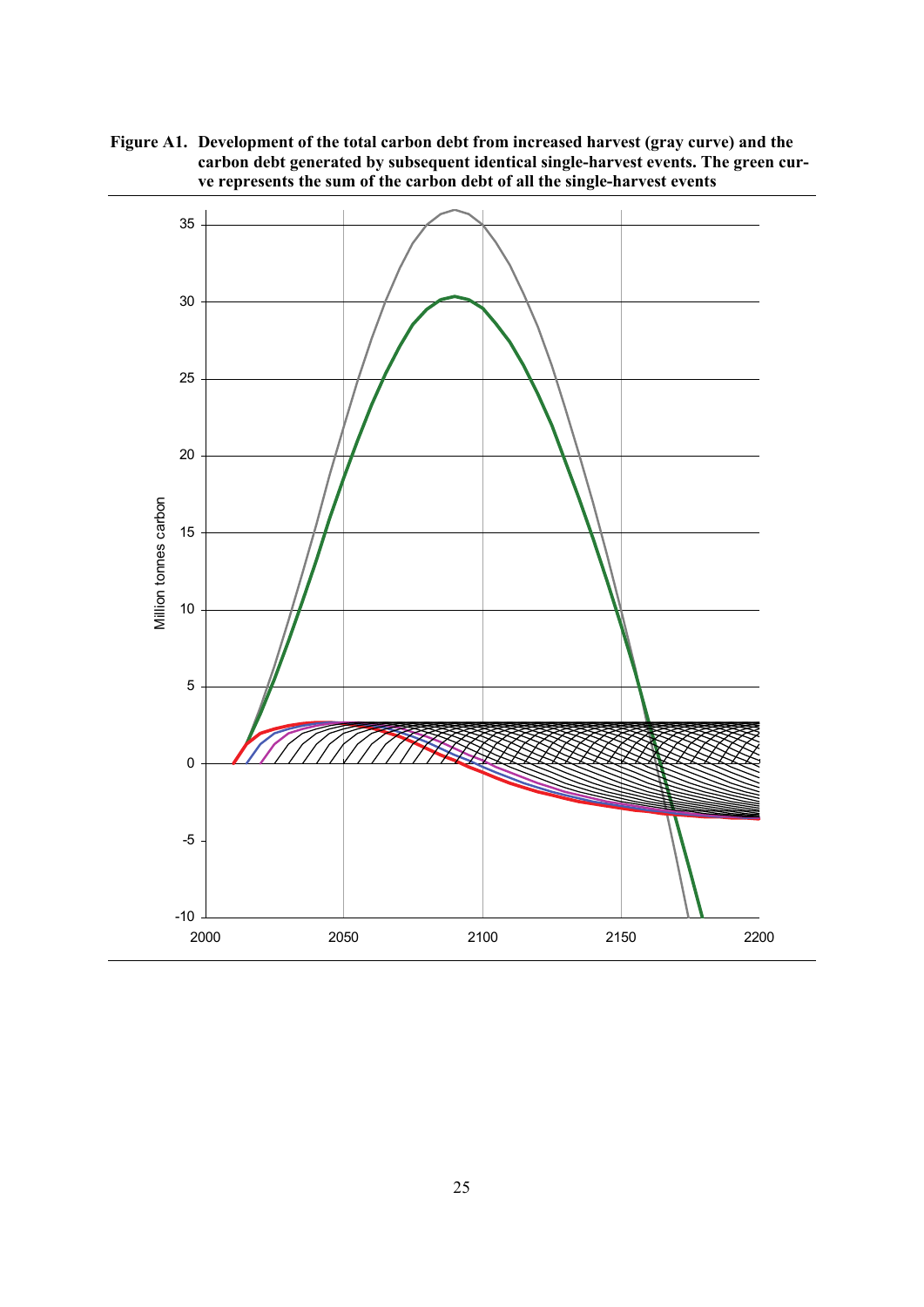**Figure A1. Development of the total carbon debt from increased harvest (gray curve) and the carbon debt generated by subsequent identical single-harvest events. The green curve represents the sum of the carbon debt of all the single-harvest events**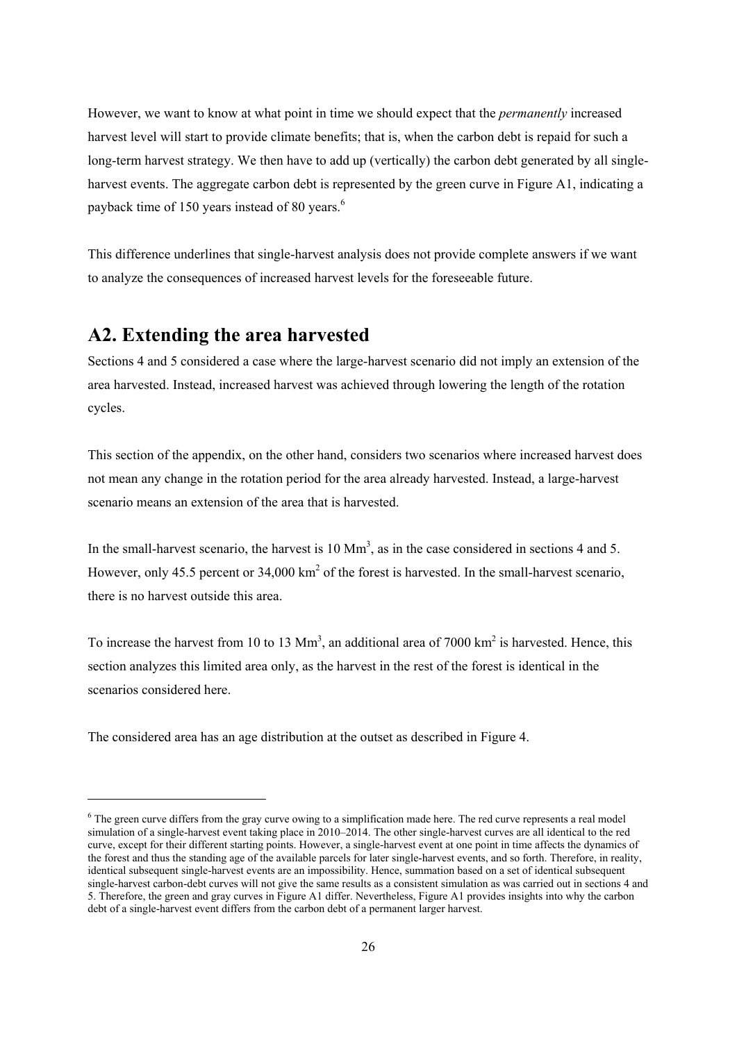However, we want to know at what point in time we should expect that the *permanently* increased harvest level will start to provide climate benefits; that is, when the carbon debt is repaid for such a long-term harvest strategy. We then have to add up (vertically) the carbon debt generated by all single-harvest events. The aggregate carbon debt is represented by the green curve in Figure A1, indicating a payback time of 150 years instead of 80 years.[6]

This difference underlines that single-harvest analysis does not provide complete answers if we want to analyze the consequences of increased harvest levels for the foreseeable future.

## A2. Extending the area harvested

Sections 4 and 5 considered a case where the large-harvest scenario did not imply an extension of the area harvested. Instead, increased harvest was achieved through lowering the length of the rotation cycles.

This section of the appendix, on the other hand, considers two scenarios where increased harvest does not mean any change in the rotation period for the area already harvested. Instead, a large-harvest scenario means an extension of the area that is harvested.

In the small-harvest scenario, the harvest is 10 $Mm^3$, as in the case considered in sections 4 and 5. However, only 45.5 percent or 34,000 $km^2$ of the forest is harvested. In the small-harvest scenario, there is no harvest outside this area.

To increase the harvest from 10 to 13 $Mm^3$, an additional area of 7000 $km^2$ is harvested. Hence, this section analyzes this limited area only, as the harvest in the rest of the forest is identical in the scenarios considered here.

The considered area has an age distribution at the outset as described in Figure 4.

[6] The green curve differs from the gray curve owing to a simplification made here. The red curve represents a real model simulation of a single-harvest event taking place in 2010–2014. The other single-harvest curves are all identical to the red curve, except for their different starting points. However, a single-harvest event at one point in time affects the dynamics of the forest and thus the standing age of the available parcels for later single-harvest events, and so forth. Therefore, in reality, identical subsequent single-harvest events are an impossibility. Hence, summation based on a set of identical subsequent single-harvest carbon-debt curves will not give the same results as a consistent simulation as was carried out in sections 4 and 5. Therefore, the green and gray curves in Figure A1 differ. Nevertheless, Figure A1 provides insights into why the carbon debt of a single-harvest event differs from the carbon debt of a permanent larger harvest.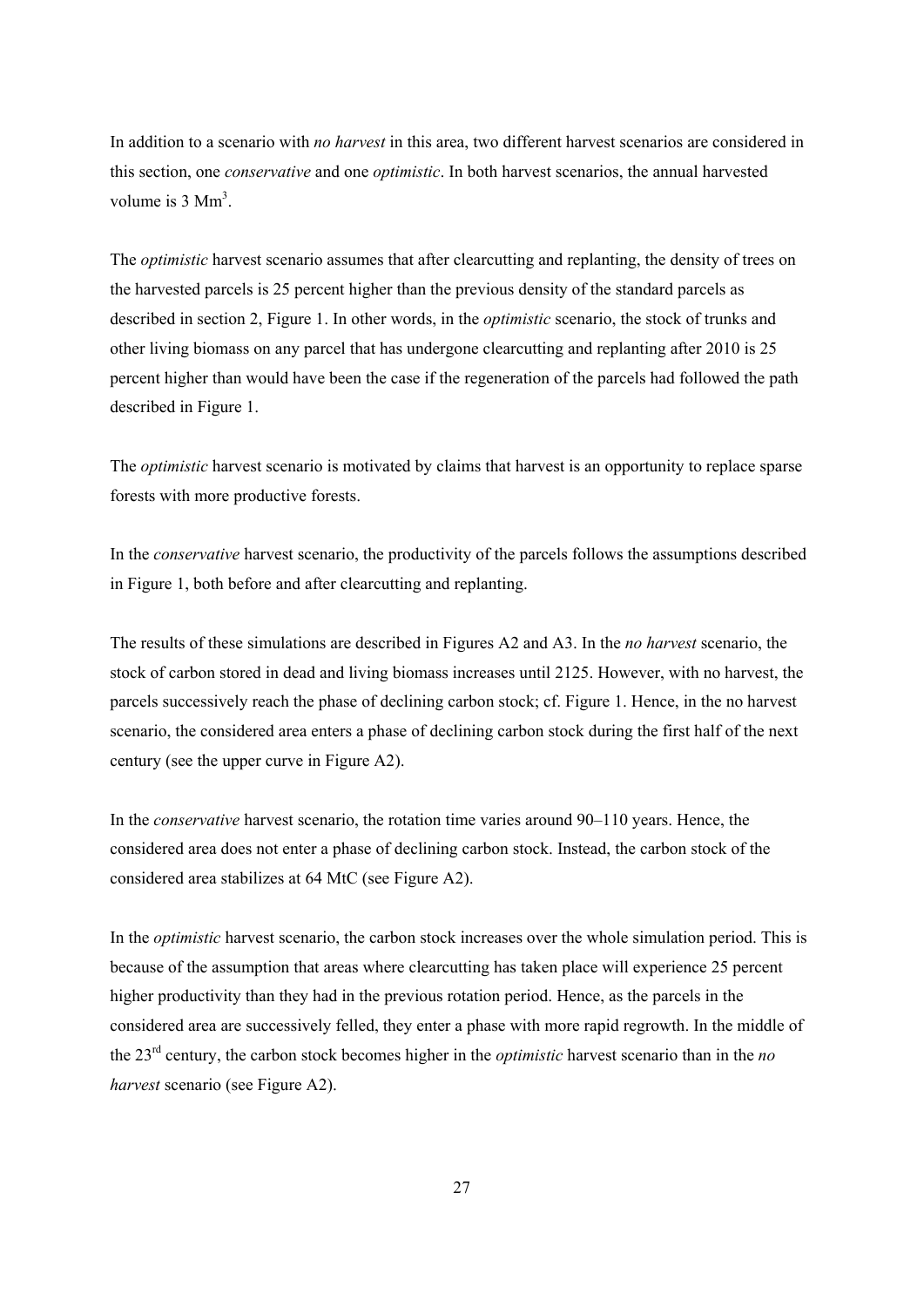In addition to a scenario with *no harvest* in this area, two different harvest scenarios are considered in this section, one *conservative* and one *optimistic*. In both harvest scenarios, the annual harvested volume is 3 $Mm^3$.

The *optimistic* harvest scenario assumes that after clearcutting and replanting, the density of trees on the harvested parcels is 25 percent higher than the previous density of the standard parcels as described in section 2, Figure 1. In other words, in the *optimistic* scenario, the stock of trunks and other living biomass on any parcel that has undergone clearcutting and replanting after 2010 is 25 percent higher than would have been the case if the regeneration of the parcels had followed the path described in Figure 1.

The *optimistic* harvest scenario is motivated by claims that harvest is an opportunity to replace sparse forests with more productive forests.

In the *conservative* harvest scenario, the productivity of the parcels follows the assumptions described in Figure 1, both before and after clearcutting and replanting.

The results of these simulations are described in Figures A2 and A3. In the *no harvest* scenario, the stock of carbon stored in dead and living biomass increases until 2125. However, with no harvest, the parcels successively reach the phase of declining carbon stock; cf. Figure 1. Hence, in the no harvest scenario, the considered area enters a phase of declining carbon stock during the first half of the next century (see the upper curve in Figure A2).

In the *conservative* harvest scenario, the rotation time varies around 90–110 years. Hence, the considered area does not enter a phase of declining carbon stock. Instead, the carbon stock of the considered area stabilizes at 64 MtC (see Figure A2).

In the *optimistic* harvest scenario, the carbon stock increases over the whole simulation period. This is because of the assumption that areas where clearcutting has taken place will experience 25 percent higher productivity than they had in the previous rotation period. Hence, as the parcels in the considered area are successively felled, they enter a phase with more rapid regrowth. In the middle of the 23rd century, the carbon stock becomes higher in the *optimistic* harvest scenario than in the *no harvest* scenario (see Figure A2).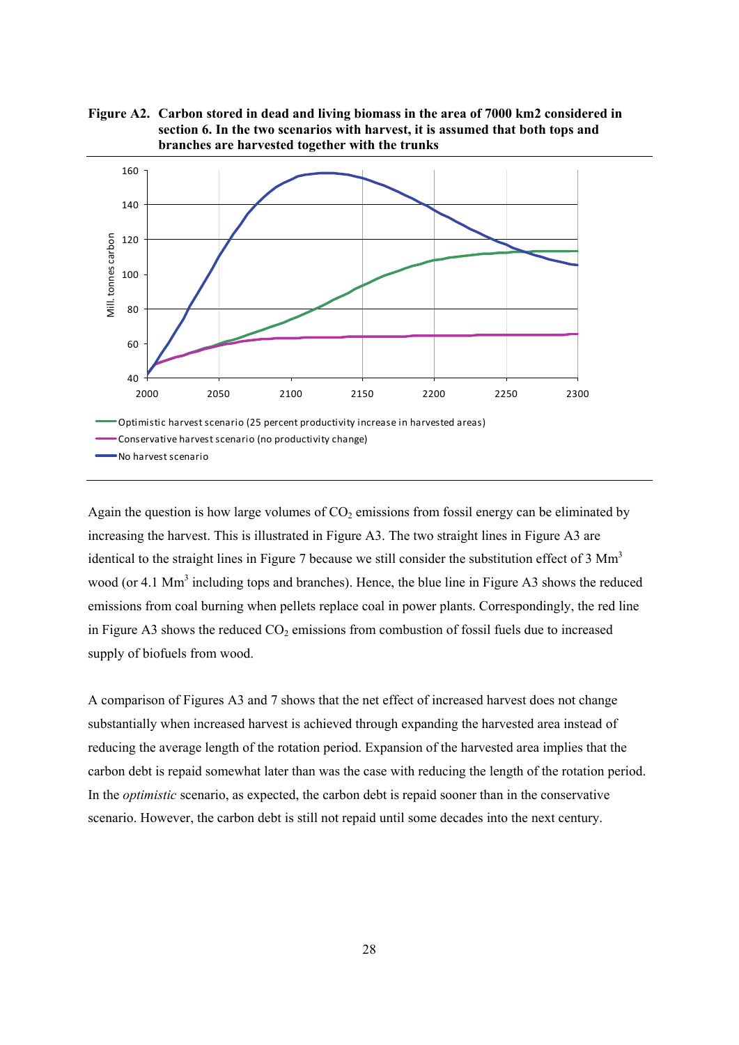**Figure A2. Carbon stored in dead and living biomass in the area of 7000 km2 considered in section 6. In the two scenarios with harvest, it is assumed that both tops and branches are harvested together with the trunks**

Again the question is how large volumes of $CO_2$ emissions from fossil energy can be eliminated by increasing the harvest. This is illustrated in Figure A3. The two straight lines in Figure A3 are identical to the straight lines in Figure 7 because we still consider the substitution effect of 3 $Mm^3$ wood (or 4.1 $Mm^3$ including tops and branches). Hence, the blue line in Figure A3 shows the reduced emissions from coal burning when pellets replace coal in power plants. Correspondingly, the red line in Figure A3 shows the reduced $CO_2$ emissions from combustion of fossil fuels due to increased supply of biofuels from wood.

A comparison of Figures A3 and 7 shows that the net effect of increased harvest does not change substantially when increased harvest is achieved through expanding the harvested area instead of reducing the average length of the rotation period. Expansion of the harvested area implies that the carbon debt is repaid somewhat later than was the case with reducing the length of the rotation period. In the *optimistic* scenario, as expected, the carbon debt is repaid sooner than in the conservative scenario. However, the carbon debt is still not repaid until some decades into the next century.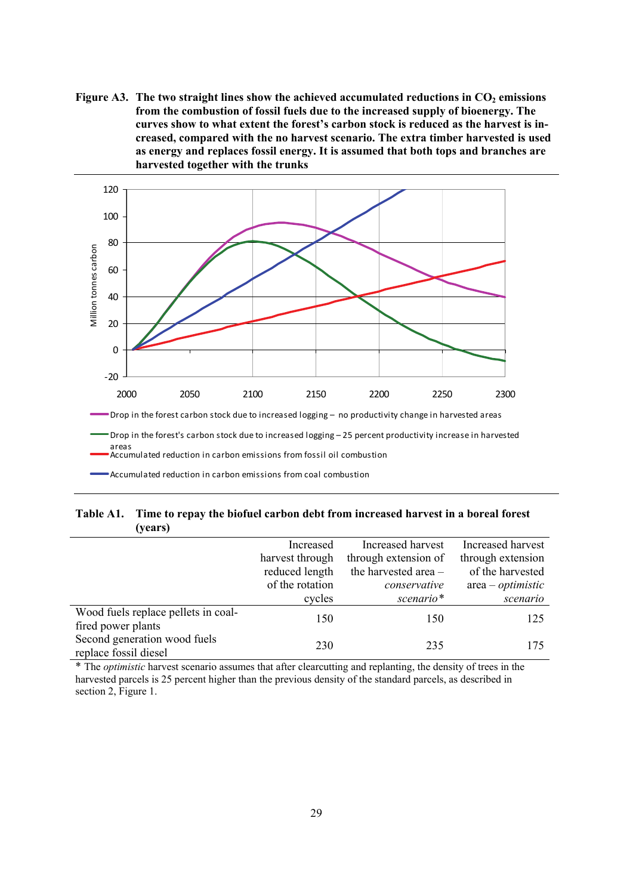**Figure A3. The two straight lines show the achieved accumulated reductions in $CO_2$ emissions from the combustion of fossil fuels due to the increased supply of bioenergy. The curves show to what extent the forest's carbon stock is reduced as the harvest is increased, compared with the no harvest scenario. The extra timber harvested is used as energy and replaces fossil energy. It is assumed that both tops and branches are harvested together with the trunks**

**Table A1. Time to repay the biofuel carbon debt from increased harvest in a boreal forest (years)**

| | Increased harvest through reduced length of the rotation cycles | Increased harvest through extension of the harvested area – *conservative scenario\** | Increased harvest through extension of the harvested area – *optimistic scenario* |
|---|---|---|---|
| Wood fuels replace pellets in coal-fired power plants | 150 | 150 | 125 |
| Second generation wood fuels replace fossil diesel | 230 | 235 | 175 |

\* The *optimistic* harvest scenario assumes that after clearcutting and replanting, the density of trees in the harvested parcels is 25 percent higher than the previous density of the standard parcels, as described in section 2, Figure 1.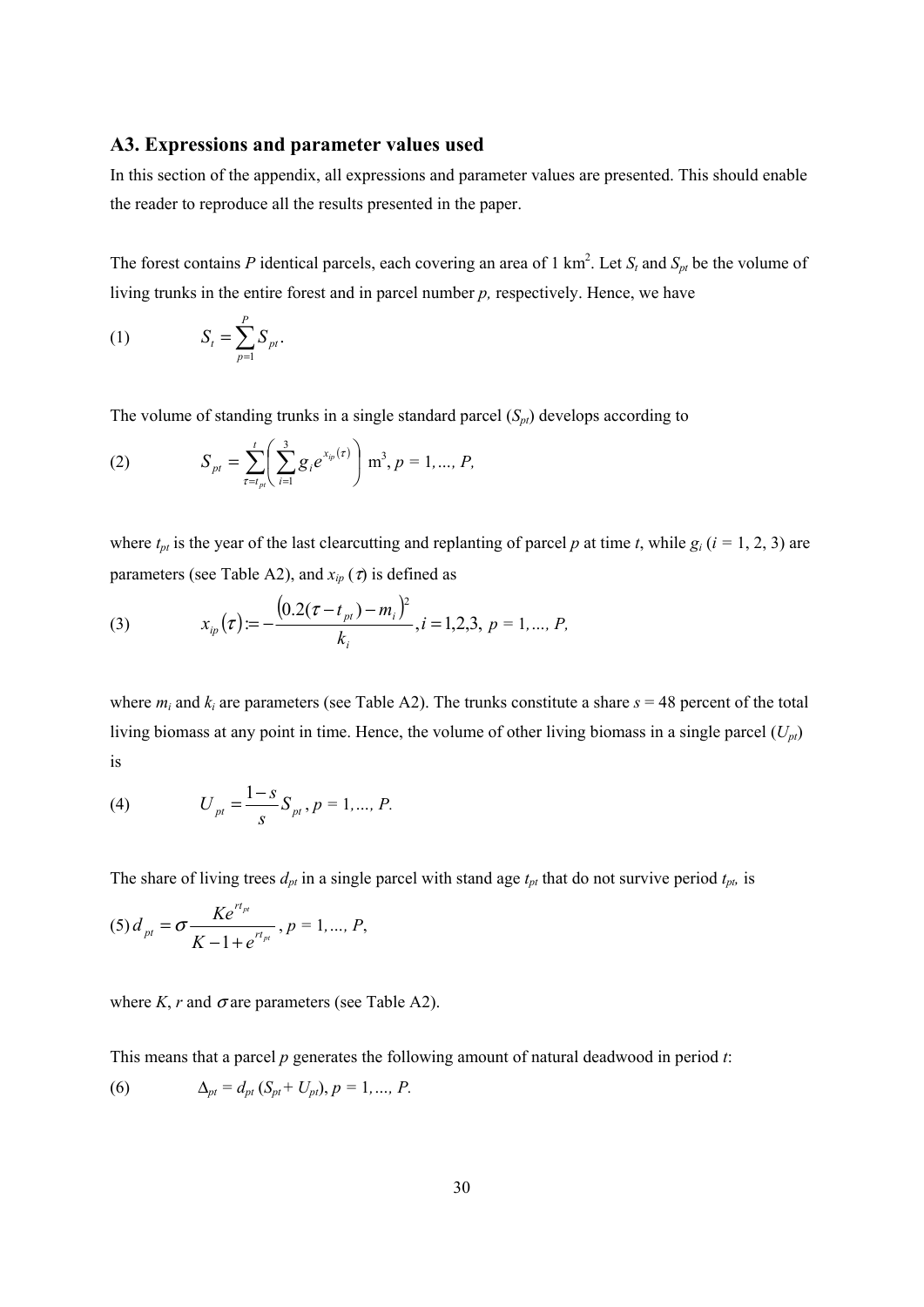### A3. Expressions and parameter values used

In this section of the appendix, all expressions and parameter values are presented. This should enable the reader to reproduce all the results presented in the paper.

The forest contains $P$ identical parcels, each covering an area of 1 km$^2$. Let $S_t$ and $S_{pt}$ be the volume of living trunks in the entire forest and in parcel number $p$, respectively. Hence, we have

$$S_t = \sum_{p=1}^{P} S_{pt}. \tag{1}$$

The volume of standing trunks in a single standard parcel ($S_{pt}$) develops according to

$$S_{pt} = \sum_{\tau=t_{pt}}^{t} \left( \sum_{i=1}^{3} g_i e^{x_{ip}(\tau)} \right) \text{ m}^3,\ p = 1,\ldots, P, \tag{2}$$

where $t_{pt}$ is the year of the last clearcutting and replanting of parcel $p$ at time $t$, while $g_i$ ($i$ = 1, 2, 3) are parameters (see Table A2), and $x_{ip}$ ($\tau$) is defined as

$$x_{ip}(\tau) := -\frac{\left(0.2(\tau - t_{pt}) - m_i\right)^2}{k_i}, i = 1,2,3,\ p = 1,\ldots, P, \tag{3}$$

where $m_i$ and $k_i$ are parameters (see Table A2). The trunks constitute a share $s$ = 48 percent of the total living biomass at any point in time. Hence, the volume of other living biomass in a single parcel ($U_{pt}$) is

$$U_{pt} = \frac{1-s}{s} S_{pt},\ p = 1,\ldots, P. \tag{4}$$

The share of living trees $d_{pt}$ in a single parcel with stand age $t_{pt}$ that do not survive period $t_{pt}$, is

$$d_{pt} = \sigma \frac{K e^{r t_{pt}}}{K - 1 + e^{r t_{pt}}},\ p = 1,\ldots, P, \tag{5}$$

where $K$, $r$ and $\sigma$ are parameters (see Table A2).

This means that a parcel $p$ generates the following amount of natural deadwood in period $t$:

$$\Delta_{pt} = d_{pt}\,(S_{pt} + U_{pt}),\ p = 1,\ldots, P. \tag{6}$$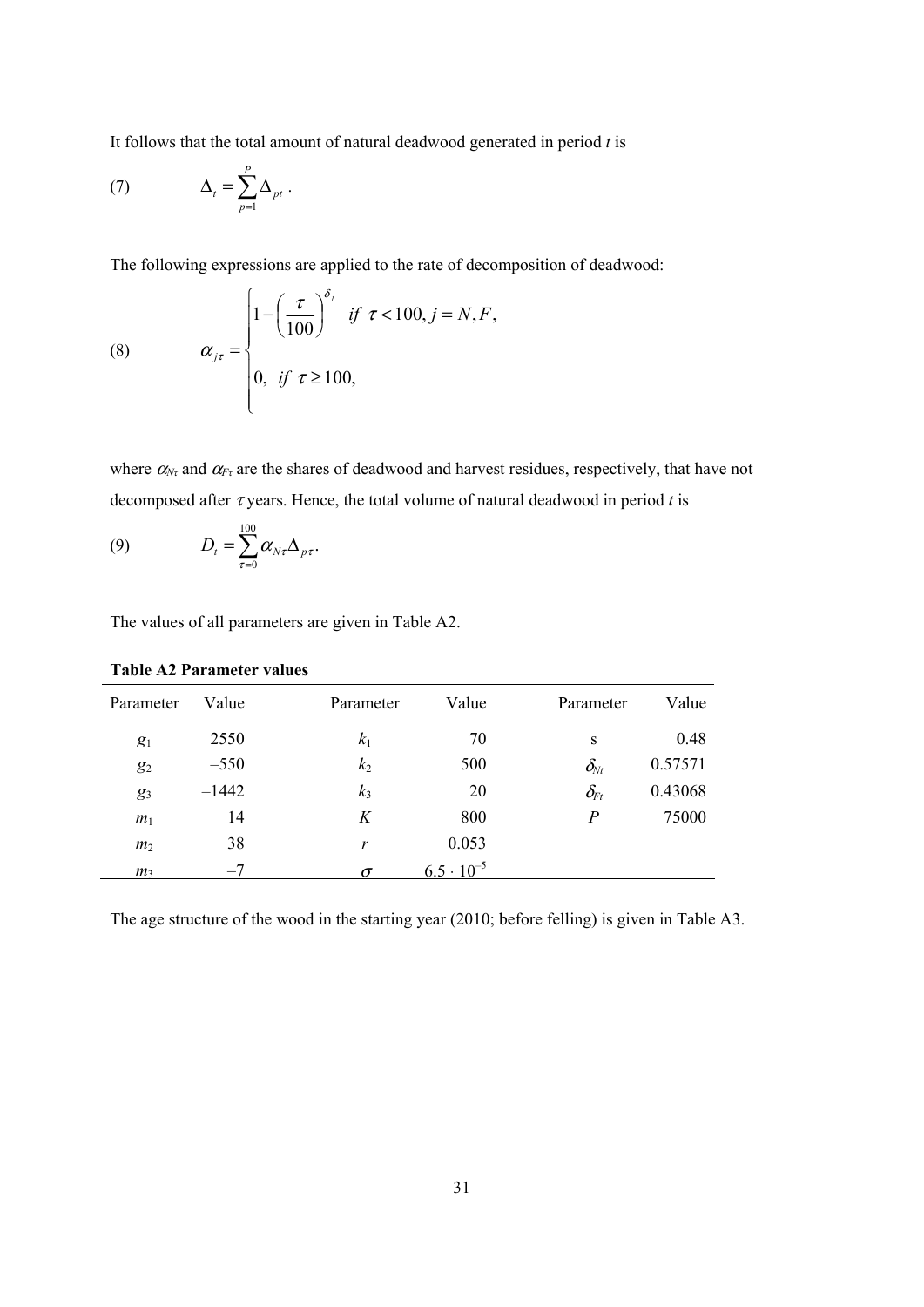It follows that the total amount of natural deadwood generated in period *t* is

$$\text{(7)} \qquad \Delta_t = \sum_{p=1}^{P} \Delta_{pt} \,.$$

The following expressions are applied to the rate of decomposition of deadwood:

$$\text{(8)} \qquad \alpha_{j\tau} = \begin{cases} 1 - \left( \dfrac{\tau}{100} \right)^{\delta_j} & if \;\; \tau < 100, j = N, F, \\ 0, \;\; if \;\; \tau \geq 100, \end{cases}$$

where $\alpha_{N\tau}$ and $\alpha_{F\tau}$ are the shares of deadwood and harvest residues, respectively, that have not decomposed after $\tau$ years. Hence, the total volume of natural deadwood in period *t* is

$$\text{(9)} \qquad D_t = \sum_{\tau=0}^{100} \alpha_{N\tau} \Delta_{p\tau} .$$

The values of all parameters are given in Table A2.

**Table A2 Parameter values**

| Parameter | Value | Parameter | Value | Parameter | Value |
|---|---|---|---|---|---|
| $g_1$ | 2550 | $k_1$ | 70 | s | 0.48 |
| $g_2$ | –550 | $k_2$ | 500 | $\delta_{Nt}$ | 0.57571 |
| $g_3$ | –1442 | $k_3$ | 20 | $\delta_{Ft}$ | 0.43068 |
| $m_1$ | 14 | $K$ | 800 | $P$ | 75000 |
| $m_2$ | 38 | $r$ | 0.053 | | |
| $m_3$ | –7 | $\sigma$ | $6.5 \cdot 10^{-5}$ | | |

The age structure of the wood in the starting year (2010; before felling) is given in Table A3.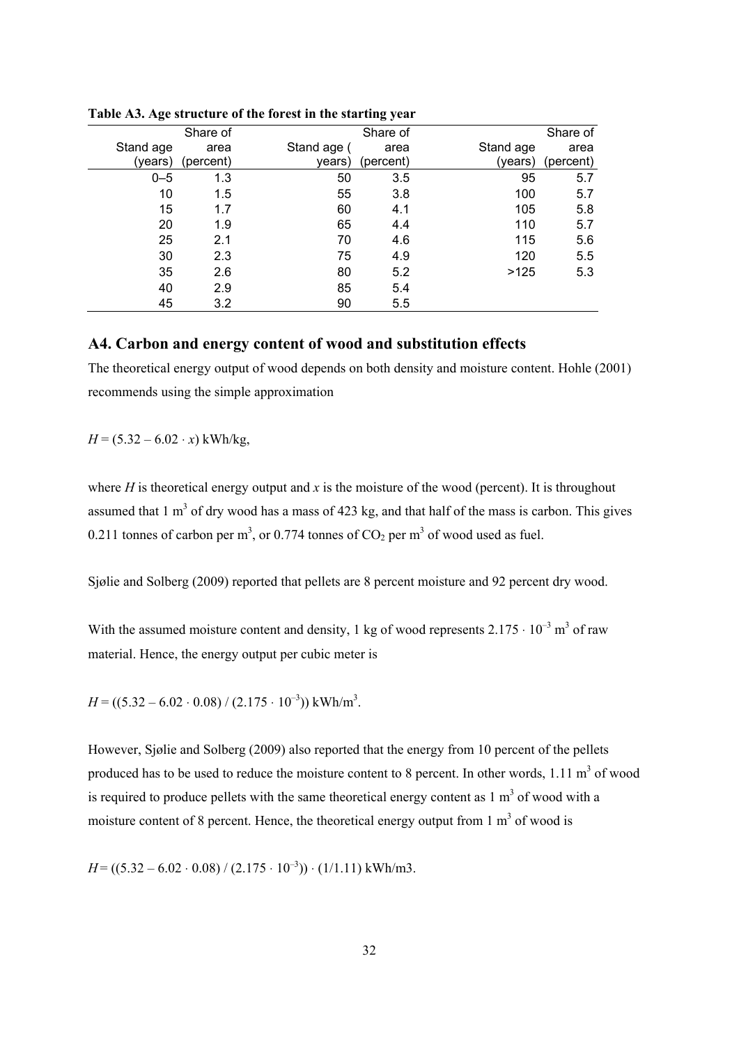**Table A3. Age structure of the forest in the starting year**

| Stand age (years) | Share of area (percent) | Stand age ( years) | Share of area (percent) | Stand age (years) | Share of area (percent) |
|---|---|---|---|---|---|
| 0–5 | 1.3 | 50 | 3.5 | 95 | 5.7 |
| 10 | 1.5 | 55 | 3.8 | 100 | 5.7 |
| 15 | 1.7 | 60 | 4.1 | 105 | 5.8 |
| 20 | 1.9 | 65 | 4.4 | 110 | 5.7 |
| 25 | 2.1 | 70 | 4.6 | 115 | 5.6 |
| 30 | 2.3 | 75 | 4.9 | 120 | 5.5 |
| 35 | 2.6 | 80 | 5.2 | >125 | 5.3 |
| 40 | 2.9 | 85 | 5.4 | | |
| 45 | 3.2 | 90 | 5.5 | | |

## A4. Carbon and energy content of wood and substitution effects

The theoretical energy output of wood depends on both density and moisture content. Hohle (2001) recommends using the simple approximation

$$H = (5.32 - 6.02 \cdot x) \text{ kWh/kg},$$

where $H$ is theoretical energy output and $x$ is the moisture of the wood (percent). It is throughout assumed that 1 $m^3$ of dry wood has a mass of 423 kg, and that half of the mass is carbon. This gives 0.211 tonnes of carbon per $m^3$, or 0.774 tonnes of $CO_2$ per $m^3$ of wood used as fuel.

Sjølie and Solberg (2009) reported that pellets are 8 percent moisture and 92 percent dry wood.

With the assumed moisture content and density, 1 kg of wood represents $2.175 \cdot 10^{-3}$ $m^3$ of raw material. Hence, the energy output per cubic meter is

$$H = ((5.32 - 6.02 \cdot 0.08) / (2.175 \cdot 10^{-3})) \text{ kWh/m}^3.$$

However, Sjølie and Solberg (2009) also reported that the energy from 10 percent of the pellets produced has to be used to reduce the moisture content to 8 percent. In other words, 1.11 $m^3$ of wood is required to produce pellets with the same theoretical energy content as 1 $m^3$ of wood with a moisture content of 8 percent. Hence, the theoretical energy output from 1 $m^3$ of wood is

$$H = ((5.32 - 6.02 \cdot 0.08) / (2.175 \cdot 10^{-3})) \cdot (1/1.11) \text{ kWh/m3}.$$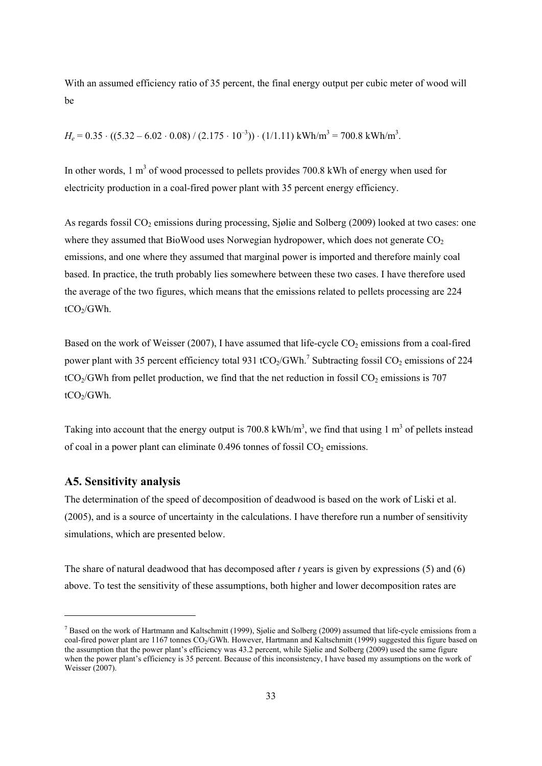With an assumed efficiency ratio of 35 percent, the final energy output per cubic meter of wood will be

$$H_e = 0.35 \cdot ((5.32 - 6.02 \cdot 0.08) / (2.175 \cdot 10^{-3})) \cdot (1/1.11) \text{ kWh/m}^3 = 700.8 \text{ kWh/m}^3.$$

In other words, 1 $m^3$ of wood processed to pellets provides 700.8 kWh of energy when used for electricity production in a coal-fired power plant with 35 percent energy efficiency.

As regards fossil $CO_2$ emissions during processing, Sjølie and Solberg (2009) looked at two cases: one where they assumed that BioWood uses Norwegian hydropower, which does not generate $CO_2$ emissions, and one where they assumed that marginal power is imported and therefore mainly coal based. In practice, the truth probably lies somewhere between these two cases. I have therefore used the average of the two figures, which means that the emissions related to pellets processing are 224 $tCO_2$/GWh.

Based on the work of Weisser (2007), I have assumed that life-cycle $CO_2$ emissions from a coal-fired power plant with 35 percent efficiency total 931 $tCO_2$/GWh.[7] Subtracting fossil $CO_2$ emissions of 224 $tCO_2$/GWh from pellet production, we find that the net reduction in fossil $CO_2$ emissions is 707 $tCO_2$/GWh.

Taking into account that the energy output is 700.8 kWh/$m^3$, we find that using 1 $m^3$ of pellets instead of coal in a power plant can eliminate 0.496 tonnes of fossil $CO_2$ emissions.

## A5. Sensitivity analysis

The determination of the speed of decomposition of deadwood is based on the work of Liski et al. (2005), and is a source of uncertainty in the calculations. I have therefore run a number of sensitivity simulations, which are presented below.

The share of natural deadwood that has decomposed after *t* years is given by expressions (5) and (6) above. To test the sensitivity of these assumptions, both higher and lower decomposition rates are

---

[7] Based on the work of Hartmann and Kaltschmitt (1999), Sjølie and Solberg (2009) assumed that life-cycle emissions from a coal-fired power plant are 1167 tonnes $CO_2$/GWh. However, Hartmann and Kaltschmitt (1999) suggested this figure based on the assumption that the power plant's efficiency was 43.2 percent, while Sjølie and Solberg (2009) used the same figure when the power plant's efficiency is 35 percent. Because of this inconsistency, I have based my assumptions on the work of Weisser (2007).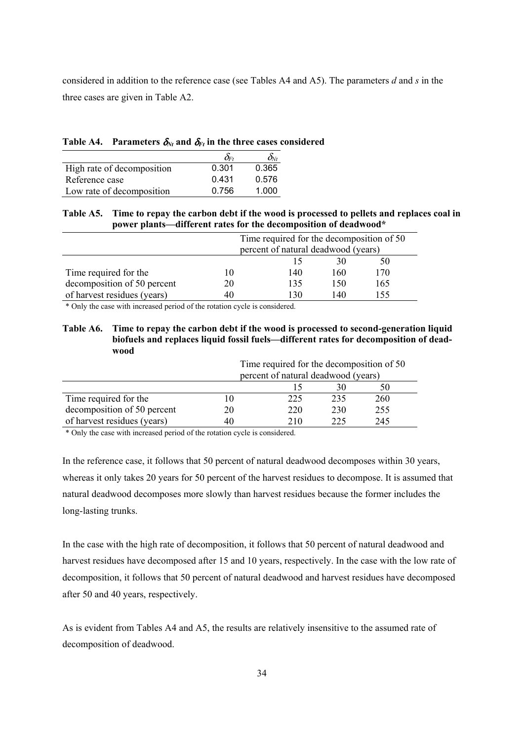considered in addition to the reference case (see Tables A4 and A5). The parameters *d* and *s* in the three cases are given in Table A2.

**Table A4. Parameters $\delta_{Nt}$ and $\delta_{Ft}$ in the three cases considered**

| | $\delta_{Ft}$ | $\delta_{Nt}$ |
|---|---|---|
| High rate of decomposition | 0.301 | 0.365 |
| Reference case | 0.431 | 0.576 |
| Low rate of decomposition | 0.756 | 1.000 |

**Table A5. Time to repay the carbon debt if the wood is processed to pellets and replaces coal in power plants—different rates for the decomposition of deadwood***

| | | Time required for the decomposition of 50 percent of natural deadwood (years) | | |
|---|---|---|---|---|
| | | 15 | 30 | 50 |
| Time required for the decomposition of 50 percent of harvest residues (years) | 10 | 140 | 160 | 170 |
| | 20 | 135 | 150 | 165 |
| | 40 | 130 | 140 | 155 |

\* Only the case with increased period of the rotation cycle is considered.

**Table A6. Time to repay the carbon debt if the wood is processed to second-generation liquid biofuels and replaces liquid fossil fuels—different rates for decomposition of deadwood**

| | | Time required for the decomposition of 50 percent of natural deadwood (years) | | |
|---|---|---|---|---|
| | | 15 | 30 | 50 |
| Time required for the decomposition of 50 percent of harvest residues (years) | 10 | 225 | 235 | 260 |
| | 20 | 220 | 230 | 255 |
| | 40 | 210 | 225 | 245 |

\* Only the case with increased period of the rotation cycle is considered.

In the reference case, it follows that 50 percent of natural deadwood decomposes within 30 years, whereas it only takes 20 years for 50 percent of the harvest residues to decompose. It is assumed that natural deadwood decomposes more slowly than harvest residues because the former includes the long-lasting trunks.

In the case with the high rate of decomposition, it follows that 50 percent of natural deadwood and harvest residues have decomposed after 15 and 10 years, respectively. In the case with the low rate of decomposition, it follows that 50 percent of natural deadwood and harvest residues have decomposed after 50 and 40 years, respectively.

As is evident from Tables A4 and A5, the results are relatively insensitive to the assumed rate of decomposition of deadwood.